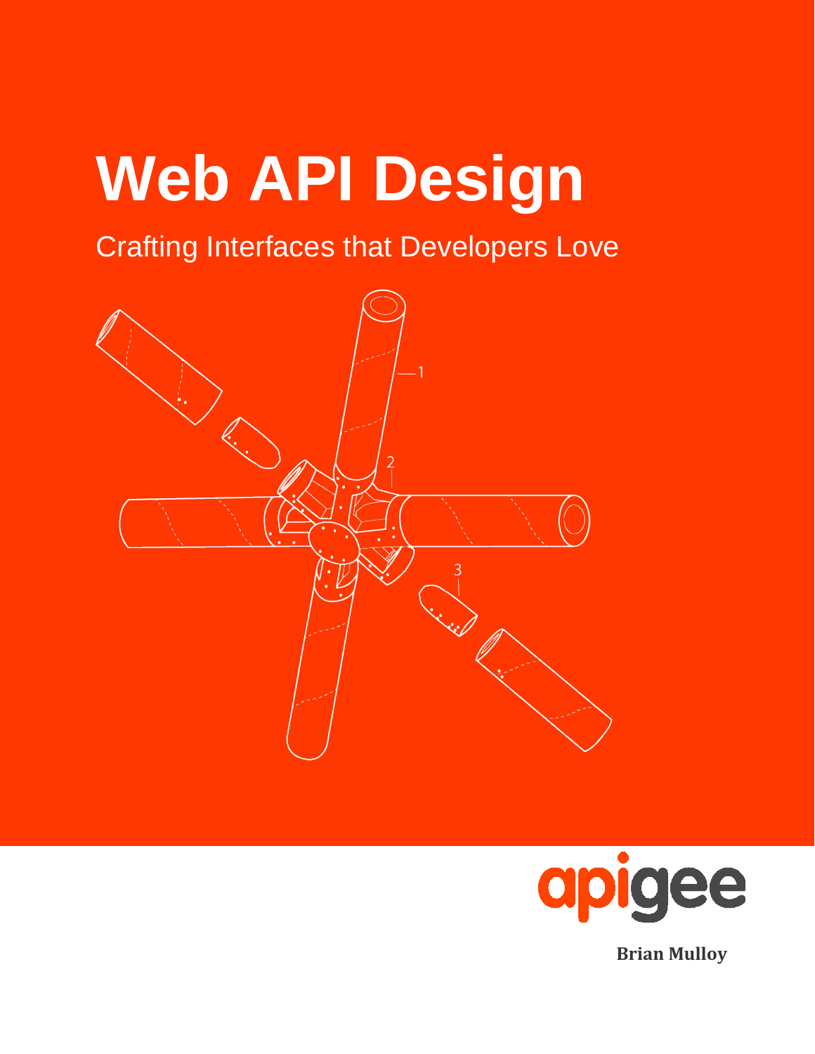# Web API Design

Crafting Interfaces that Developers Love

apigee

**Brian Mulloy**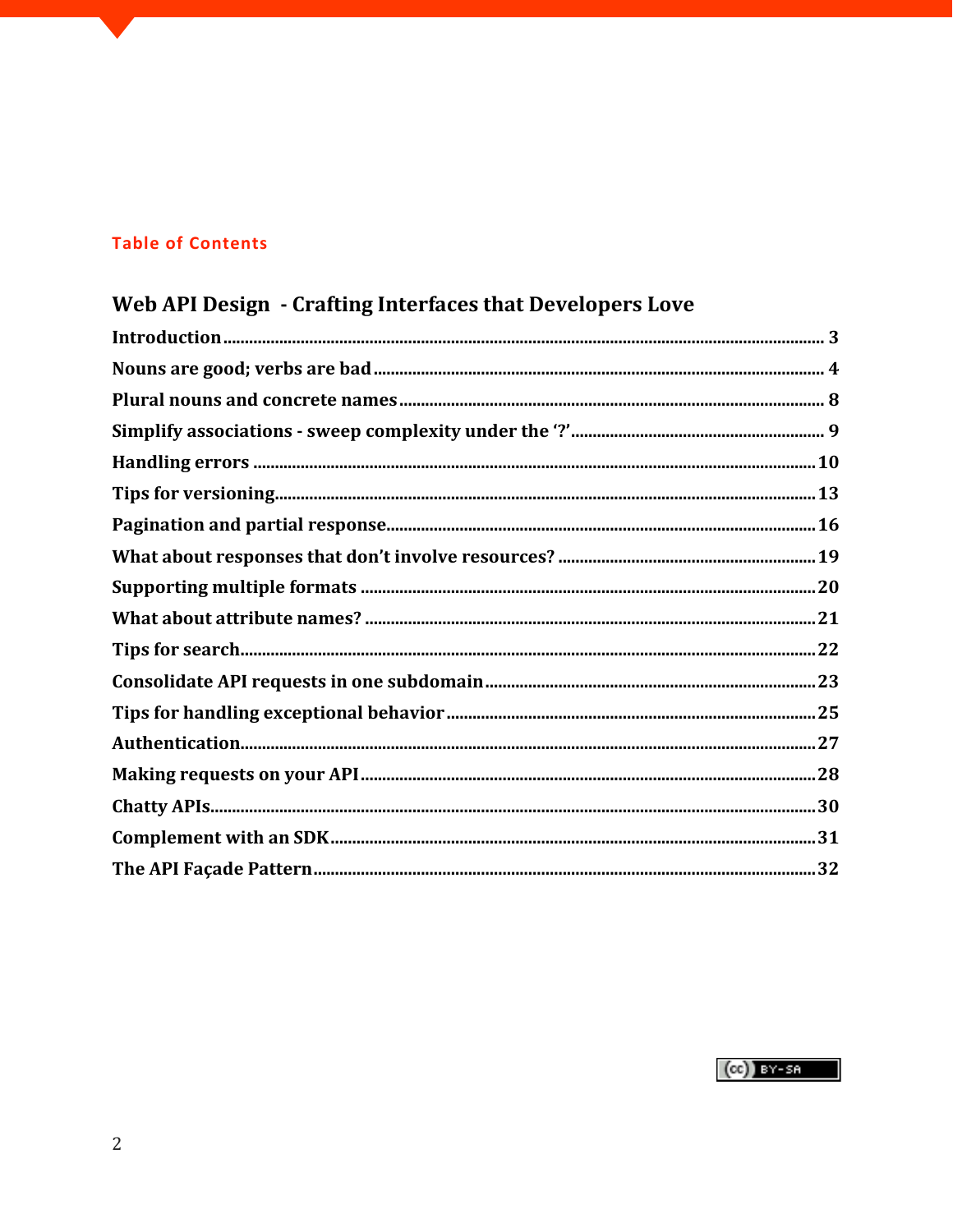## Table of Contents

### Web API Design - Crafting Interfaces that Developers Love

| | |
|---|---|
| Introduction | 3 |
| Nouns are good; verbs are bad | 4 |
| Plural nouns and concrete names | 8 |
| Simplify associations - sweep complexity under the '?' | 9 |
| Handling errors | 10 |
| Tips for versioning | 13 |
| Pagination and partial response | 16 |
| What about responses that don't involve resources? | 19 |
| Supporting multiple formats | 20 |
| What about attribute names? | 21 |
| Tips for search | 22 |
| Consolidate API requests in one subdomain | 23 |
| Tips for handling exceptional behavior | 25 |
| Authentication | 27 |
| Making requests on your API | 28 |
| Chatty APIs | 30 |
| Complement with an SDK | 31 |
| The API Façade Pattern | 32 |

(cc) BY-SA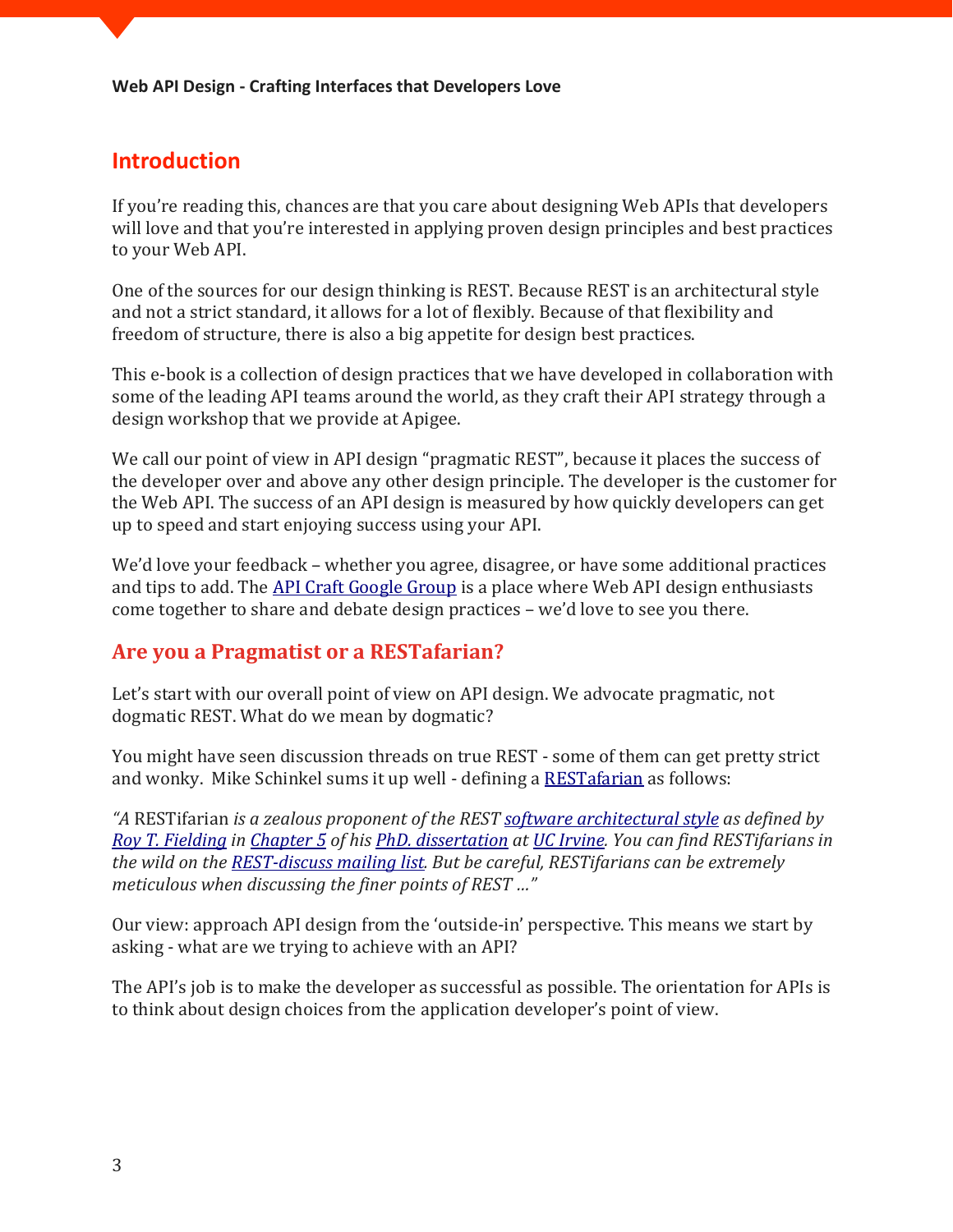## Introduction

If you're reading this, chances are that you care about designing Web APIs that developers will love and that you're interested in applying proven design principles and best practices to your Web API.

One of the sources for our design thinking is REST. Because REST is an architectural style and not a strict standard, it allows for a lot of flexibly. Because of that flexibility and freedom of structure, there is also a big appetite for design best practices.

This e-book is a collection of design practices that we have developed in collaboration with some of the leading API teams around the world, as they craft their API strategy through a design workshop that we provide at Apigee.

We call our point of view in API design "pragmatic REST", because it places the success of the developer over and above any other design principle. The developer is the customer for the Web API. The success of an API design is measured by how quickly developers can get up to speed and start enjoying success using your API.

We'd love your feedback – whether you agree, disagree, or have some additional practices and tips to add. The API Craft Google Group is a place where Web API design enthusiasts come together to share and debate design practices – we'd love to see you there.

## Are you a Pragmatist or a RESTafarian?

Let's start with our overall point of view on API design. We advocate pragmatic, not dogmatic REST. What do we mean by dogmatic?

You might have seen discussion threads on true REST - some of them can get pretty strict and wonky. Mike Schinkel sums it up well - defining a RESTafarian as follows:

*"A* RESTifarian *is a zealous proponent of the REST software architectural style as defined by Roy T. Fielding in Chapter 5 of his PhD. dissertation at UC Irvine. You can find RESTifarians in the wild on the REST-discuss mailing list. But be careful, RESTifarians can be extremely meticulous when discussing the finer points of REST ..."*

Our view: approach API design from the 'outside-in' perspective. This means we start by asking - what are we trying to achieve with an API?

The API's job is to make the developer as successful as possible. The orientation for APIs is to think about design choices from the application developer's point of view.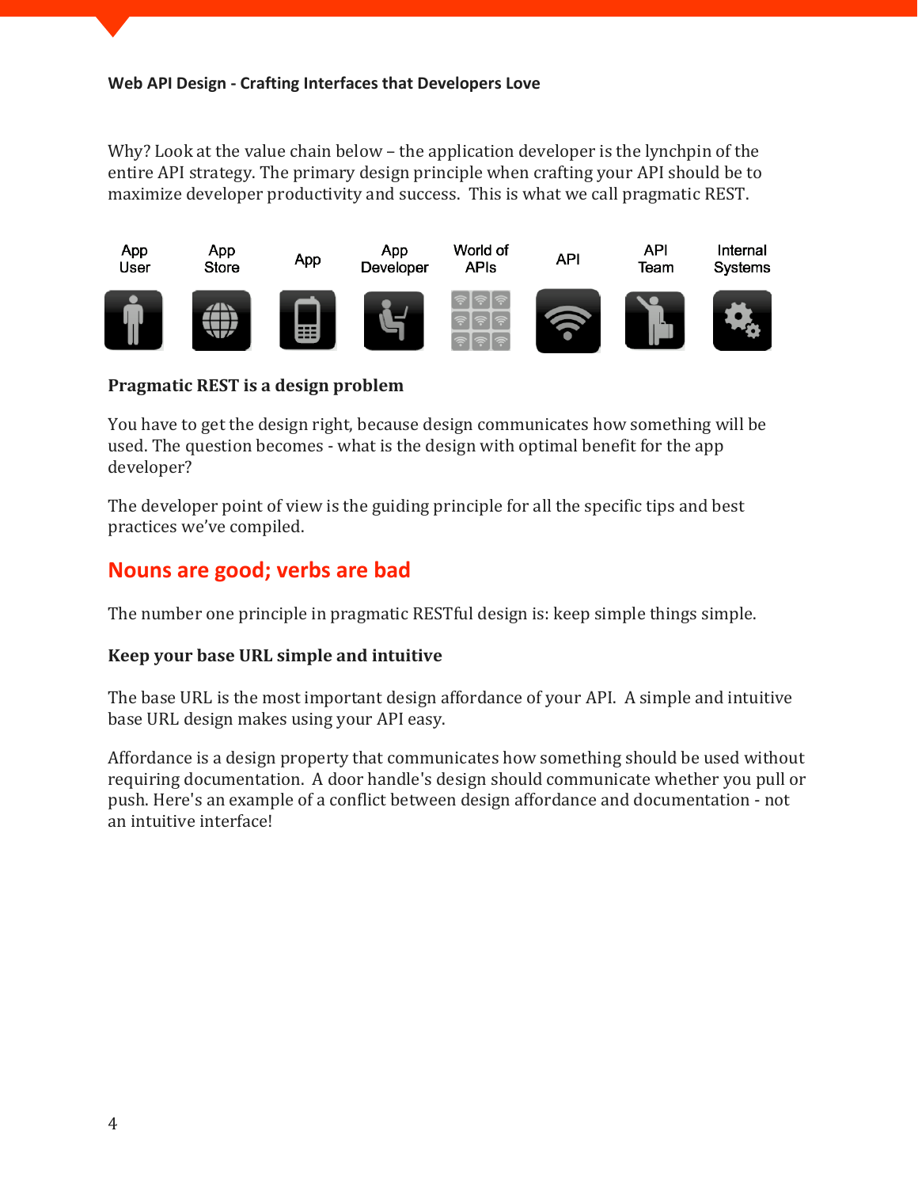Why? Look at the value chain below – the application developer is the lynchpin of the entire API strategy. The primary design principle when crafting your API should be to maximize developer productivity and success. This is what we call pragmatic REST.

App User | App Store | App | App Developer | World of APIs | API | API Team | Internal Systems

**Pragmatic REST is a design problem**

You have to get the design right, because design communicates how something will be used. The question becomes - what is the design with optimal benefit for the app developer?

The developer point of view is the guiding principle for all the specific tips and best practices we've compiled.

## Nouns are good; verbs are bad

The number one principle in pragmatic RESTful design is: keep simple things simple.

**Keep your base URL simple and intuitive**

The base URL is the most important design affordance of your API. A simple and intuitive base URL design makes using your API easy.

Affordance is a design property that communicates how something should be used without requiring documentation. A door handle's design should communicate whether you pull or push. Here's an example of a conflict between design affordance and documentation - not an intuitive interface!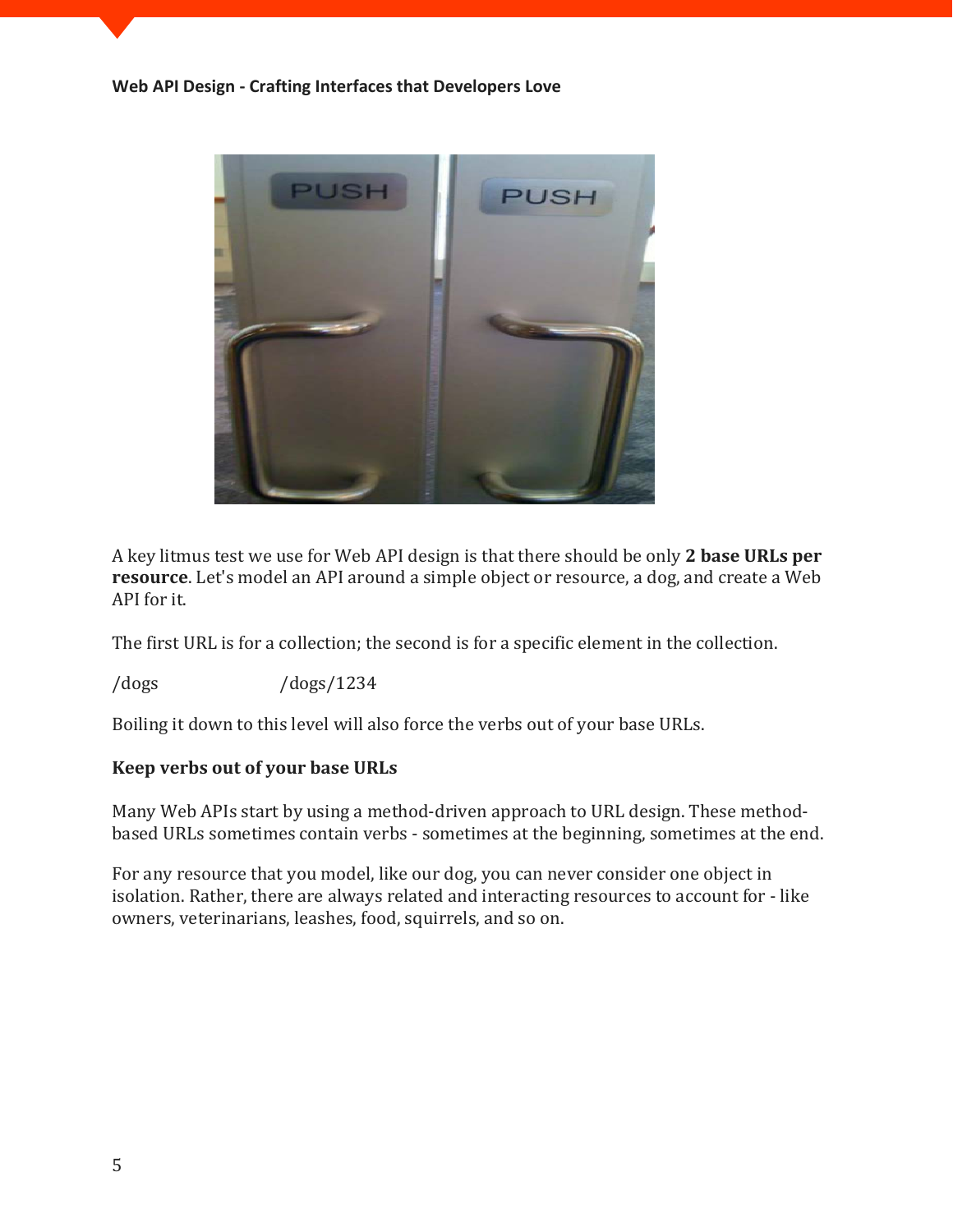A key litmus test we use for Web API design is that there should be only **2 base URLs per resource**. Let's model an API around a simple object or resource, a dog, and create a Web API for it.

The first URL is for a collection; the second is for a specific element in the collection.

/dogs /dogs/1234

Boiling it down to this level will also force the verbs out of your base URLs.

**Keep verbs out of your base URLs**

Many Web APIs start by using a method-driven approach to URL design. These method-based URLs sometimes contain verbs - sometimes at the beginning, sometimes at the end.

For any resource that you model, like our dog, you can never consider one object in isolation. Rather, there are always related and interacting resources to account for - like owners, veterinarians, leashes, food, squirrels, and so on.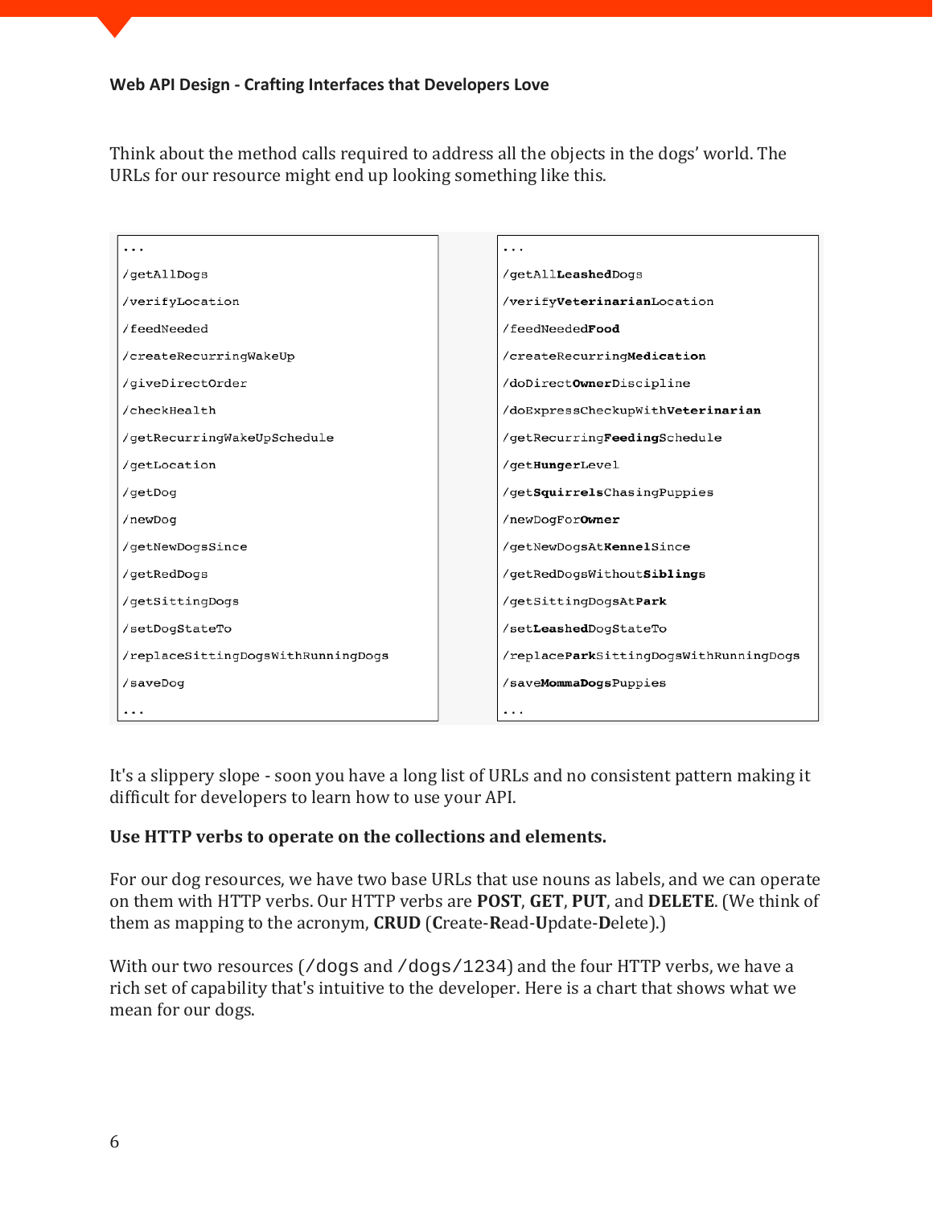Think about the method calls required to address all the objects in the dogs' world. The URLs for our resource might end up looking something like this.

```
...
/getAllDogs
/verifyLocation
/feedNeeded
/createRecurringWakeUp
/giveDirectOrder
/checkHealth
/getRecurringWakeUpSchedule
/getLocation
/getDog
/newDog
/getNewDogsSince
/getRedDogs
/getSittingDogs
/setDogStateTo
/replaceSittingDogsWithRunningDogs
/saveDog
...
```

```
...
/getAllLeashedDogs
/verifyVeterinarianLocation
/feedNeededFood
/createRecurringMedication
/doDirectOwnerDiscipline
/doExpressCheckupWithVeterinarian
/getRecurringFeedingSchedule
/getHungerLevel
/getSquirrelsChasingPuppies
/newDogForOwner
/getNewDogsAtKennelSince
/getRedDogsWithoutSiblings
/getSittingDogsAtPark
/setLeashedDogStateTo
/replaceParkSittingDogsWithRunningDogs
/saveMommaDogsPuppies
...
```

It's a slippery slope - soon you have a long list of URLs and no consistent pattern making it difficult for developers to learn how to use your API.

**Use HTTP verbs to operate on the collections and elements.**

For our dog resources, we have two base URLs that use nouns as labels, and we can operate on them with HTTP verbs. Our HTTP verbs are **POST**, **GET**, **PUT**, and **DELETE**. (We think of them as mapping to the acronym, **CRUD** (**C**reate-**R**ead-**U**pdate-**D**elete).)

With our two resources (`/dogs` and `/dogs/1234`) and the four HTTP verbs, we have a rich set of capability that's intuitive to the developer. Here is a chart that shows what we mean for our dogs.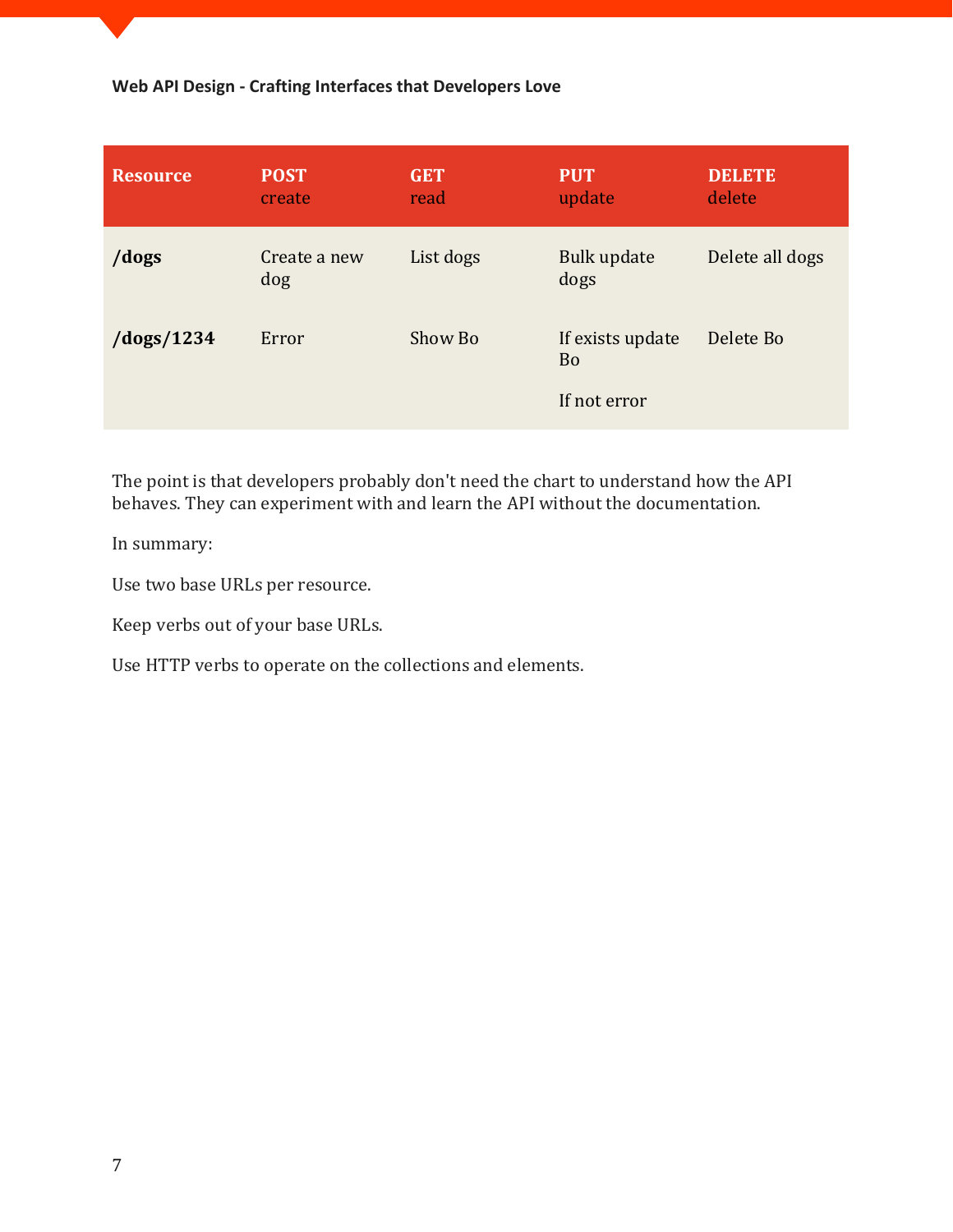| Resource | POST<br>create | GET<br>read | PUT<br>update | DELETE<br>delete |
|---|---|---|---|---|
| **/dogs** | Create a new dog | List dogs | Bulk update dogs | Delete all dogs |
| **/dogs/1234** | Error | Show Bo | If exists update Bo<br><br>If not error | Delete Bo |

The point is that developers probably don't need the chart to understand how the API behaves. They can experiment with and learn the API without the documentation.

In summary:

Use two base URLs per resource.

Keep verbs out of your base URLs.

Use HTTP verbs to operate on the collections and elements.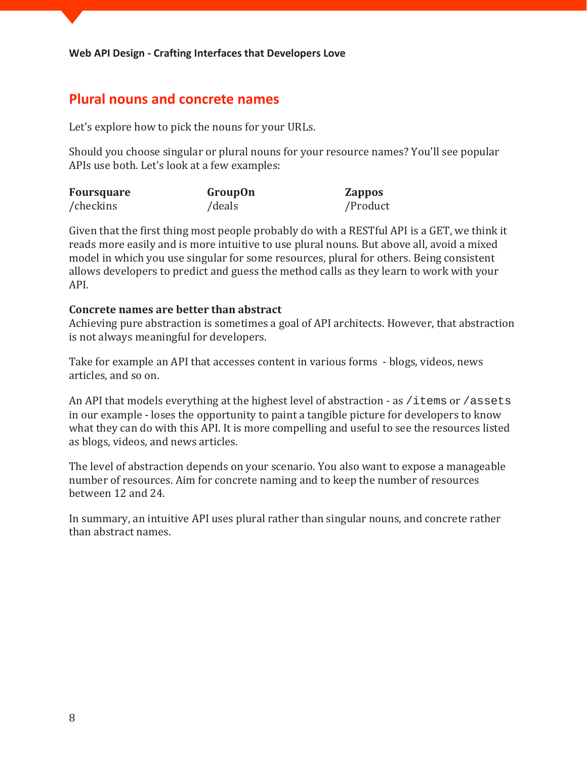## Plural nouns and concrete names

Let's explore how to pick the nouns for your URLs.

Should you choose singular or plural nouns for your resource names? You'll see popular APIs use both. Let's look at a few examples:

| **Foursquare** | **GroupOn** | **Zappos** |
|---|---|---|
| /checkins | /deals | /Product |

Given that the first thing most people probably do with a RESTful API is a GET, we think it reads more easily and is more intuitive to use plural nouns. But above all, avoid a mixed model in which you use singular for some resources, plural for others. Being consistent allows developers to predict and guess the method calls as they learn to work with your API.

**Concrete names are better than abstract**

Achieving pure abstraction is sometimes a goal of API architects. However, that abstraction is not always meaningful for developers.

Take for example an API that accesses content in various forms - blogs, videos, news articles, and so on.

An API that models everything at the highest level of abstraction - as `/items` or `/assets` in our example - loses the opportunity to paint a tangible picture for developers to know what they can do with this API. It is more compelling and useful to see the resources listed as blogs, videos, and news articles.

The level of abstraction depends on your scenario. You also want to expose a manageable number of resources. Aim for concrete naming and to keep the number of resources between 12 and 24.

In summary, an intuitive API uses plural rather than singular nouns, and concrete rather than abstract names.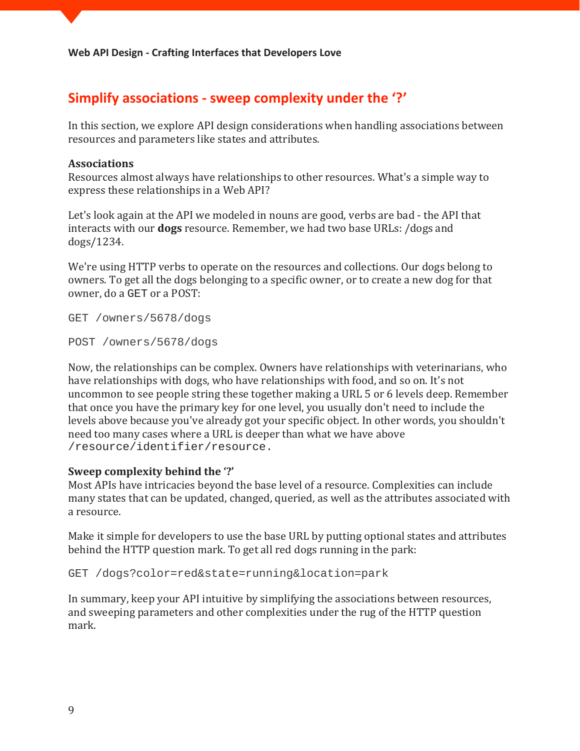## Simplify associations - sweep complexity under the '?'

In this section, we explore API design considerations when handling associations between resources and parameters like states and attributes.

**Associations**

Resources almost always have relationships to other resources. What's a simple way to express these relationships in a Web API?

Let's look again at the API we modeled in nouns are good, verbs are bad - the API that interacts with our **dogs** resource. Remember, we had two base URLs: /dogs and dogs/1234.

We're using HTTP verbs to operate on the resources and collections. Our dogs belong to owners. To get all the dogs belonging to a specific owner, or to create a new dog for that owner, do a `GET` or a POST:

```
GET /owners/5678/dogs
```

```
POST /owners/5678/dogs
```

Now, the relationships can be complex. Owners have relationships with veterinarians, who have relationships with dogs, who have relationships with food, and so on. It's not uncommon to see people string these together making a URL 5 or 6 levels deep. Remember that once you have the primary key for one level, you usually don't need to include the levels above because you've already got your specific object. In other words, you shouldn't need too many cases where a URL is deeper than what we have above `/resource/identifier/resource`.

**Sweep complexity behind the '?'**

Most APIs have intricacies beyond the base level of a resource. Complexities can include many states that can be updated, changed, queried, as well as the attributes associated with a resource.

Make it simple for developers to use the base URL by putting optional states and attributes behind the HTTP question mark. To get all red dogs running in the park:

```
GET /dogs?color=red&state=running&location=park
```

In summary, keep your API intuitive by simplifying the associations between resources, and sweeping parameters and other complexities under the rug of the HTTP question mark.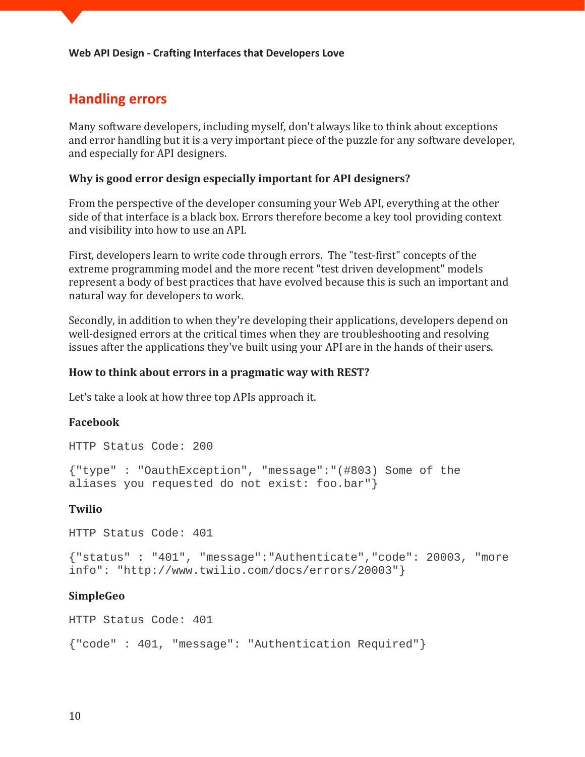## Handling errors

Many software developers, including myself, don't always like to think about exceptions and error handling but it is a very important piece of the puzzle for any software developer, and especially for API designers.

**Why is good error design especially important for API designers?**

From the perspective of the developer consuming your Web API, everything at the other side of that interface is a black box. Errors therefore become a key tool providing context and visibility into how to use an API.

First, developers learn to write code through errors. The "test-first" concepts of the extreme programming model and the more recent "test driven development" models represent a body of best practices that have evolved because this is such an important and natural way for developers to work.

Secondly, in addition to when they're developing their applications, developers depend on well-designed errors at the critical times when they are troubleshooting and resolving issues after the applications they've built using your API are in the hands of their users.

**How to think about errors in a pragmatic way with REST?**

Let's take a look at how three top APIs approach it.

**Facebook**

```
HTTP Status Code: 200

{"type" : "OauthException", "message":"(#803) Some of the
aliases you requested do not exist: foo.bar"}
```

**Twilio**

```
HTTP Status Code: 401

{"status" : "401", "message":"Authenticate","code": 20003, "more
info": "http://www.twilio.com/docs/errors/20003"}
```

**SimpleGeo**

```
HTTP Status Code: 401

{"code" : 401, "message": "Authentication Required"}
```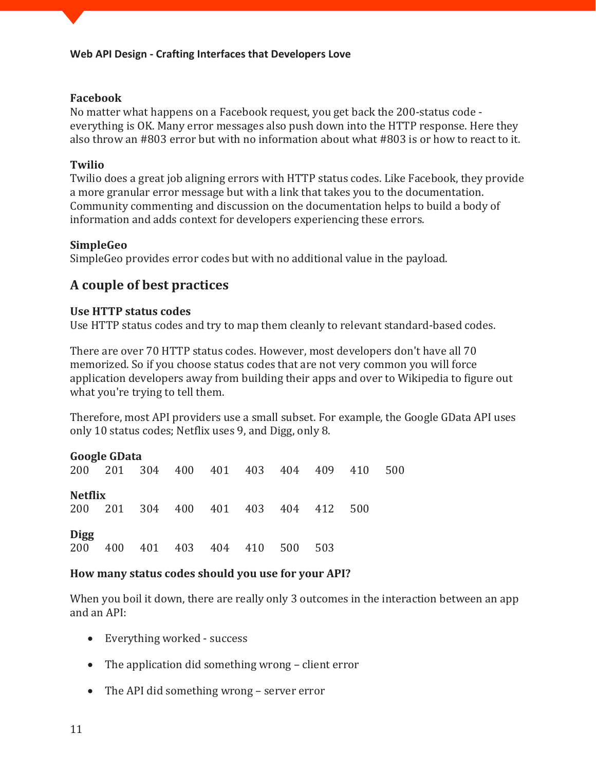**Facebook**
No matter what happens on a Facebook request, you get back the 200-status code - everything is OK. Many error messages also push down into the HTTP response. Here they also throw an #803 error but with no information about what #803 is or how to react to it.

**Twilio**
Twilio does a great job aligning errors with HTTP status codes. Like Facebook, they provide a more granular error message but with a link that takes you to the documentation. Community commenting and discussion on the documentation helps to build a body of information and adds context for developers experiencing these errors.

**SimpleGeo**
SimpleGeo provides error codes but with no additional value in the payload.

## A couple of best practices

**Use HTTP status codes**
Use HTTP status codes and try to map them cleanly to relevant standard-based codes.

There are over 70 HTTP status codes. However, most developers don't have all 70 memorized. So if you choose status codes that are not very common you will force application developers away from building their apps and over to Wikipedia to figure out what you're trying to tell them.

Therefore, most API providers use a small subset. For example, the Google GData API uses only 10 status codes; Netflix uses 9, and Digg, only 8.

**Google GData**
200 201 304 400 401 403 404 409 410 500

**Netflix**
200 201 304 400 401 403 404 412 500

**Digg**
200 400 401 403 404 410 500 503

**How many status codes should you use for your API?**

When you boil it down, there are really only 3 outcomes in the interaction between an app and an API:

- Everything worked - success
- The application did something wrong – client error
- The API did something wrong – server error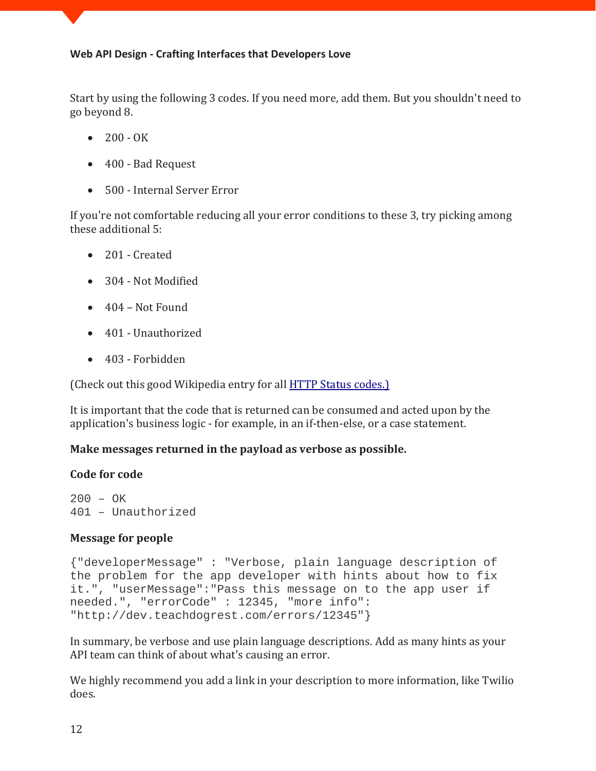Start by using the following 3 codes. If you need more, add them. But you shouldn't need to go beyond 8.

- 200 - OK
- 400 - Bad Request
- 500 - Internal Server Error

If you're not comfortable reducing all your error conditions to these 3, try picking among these additional 5:

- 201 - Created
- 304 - Not Modified
- 404 – Not Found
- 401 - Unauthorized
- 403 - Forbidden

(Check out this good Wikipedia entry for all [HTTP Status codes.)](http://en.wikipedia.org/wiki/List_of_HTTP_status_codes)

It is important that the code that is returned can be consumed and acted upon by the application's business logic - for example, in an if-then-else, or a case statement.

**Make messages returned in the payload as verbose as possible.**

**Code for code**

```
200 – OK
401 – Unauthorized
```

**Message for people**

```
{"developerMessage" : "Verbose, plain language description of
the problem for the app developer with hints about how to fix
it.", "userMessage":"Pass this message on to the app user if
needed.", "errorCode" : 12345, "more info":
"http://dev.teachdogrest.com/errors/12345"}
```

In summary, be verbose and use plain language descriptions. Add as many hints as your API team can think of about what's causing an error.

We highly recommend you add a link in your description to more information, like Twilio does.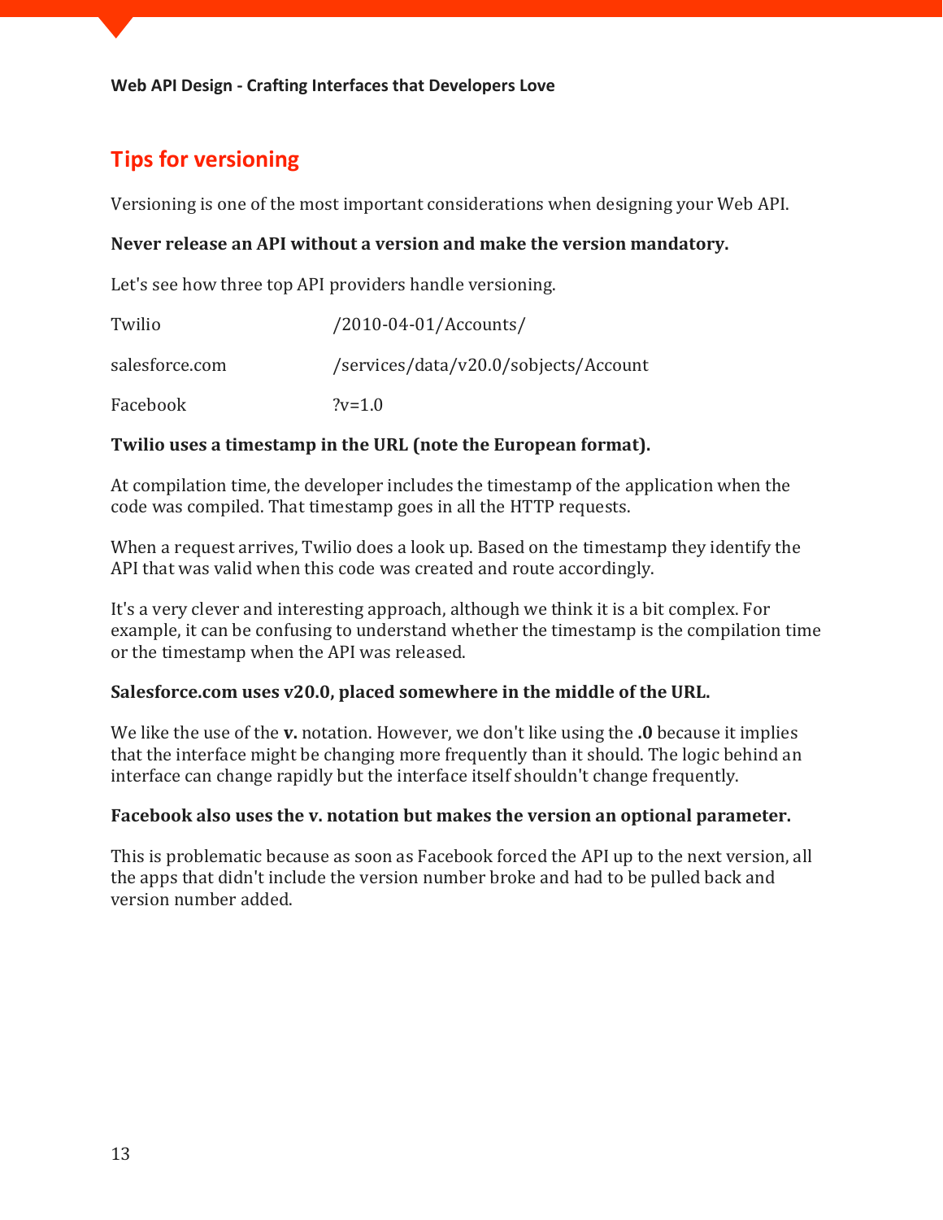## Tips for versioning

Versioning is one of the most important considerations when designing your Web API.

**Never release an API without a version and make the version mandatory.**

Let's see how three top API providers handle versioning.

| | |
|---|---|
| Twilio | /2010-04-01/Accounts/ |
| salesforce.com | /services/data/v20.0/sobjects/Account |
| Facebook | ?v=1.0 |

**Twilio uses a timestamp in the URL (note the European format).**

At compilation time, the developer includes the timestamp of the application when the code was compiled. That timestamp goes in all the HTTP requests.

When a request arrives, Twilio does a look up. Based on the timestamp they identify the API that was valid when this code was created and route accordingly.

It's a very clever and interesting approach, although we think it is a bit complex. For example, it can be confusing to understand whether the timestamp is the compilation time or the timestamp when the API was released.

**Salesforce.com uses v20.0, placed somewhere in the middle of the URL.**

We like the use of the **v.** notation. However, we don't like using the **.0** because it implies that the interface might be changing more frequently than it should. The logic behind an interface can change rapidly but the interface itself shouldn't change frequently.

**Facebook also uses the v. notation but makes the version an optional parameter.**

This is problematic because as soon as Facebook forced the API up to the next version, all the apps that didn't include the version number broke and had to be pulled back and version number added.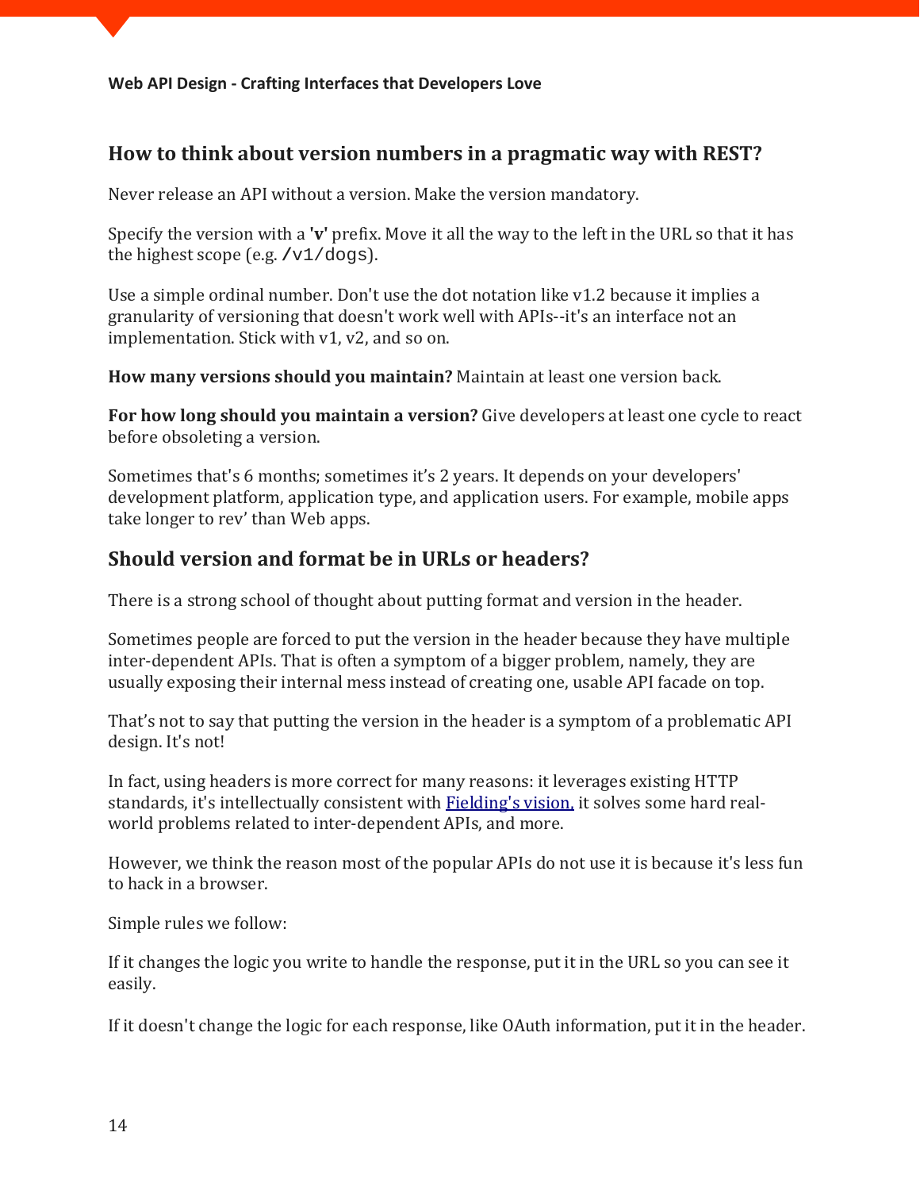## How to think about version numbers in a pragmatic way with REST?

Never release an API without a version. Make the version mandatory.

Specify the version with a **'v'** prefix. Move it all the way to the left in the URL so that it has the highest scope (e.g. `/v1/dogs`).

Use a simple ordinal number. Don't use the dot notation like v1.2 because it implies a granularity of versioning that doesn't work well with APIs--it's an interface not an implementation. Stick with v1, v2, and so on.

**How many versions should you maintain?** Maintain at least one version back.

**For how long should you maintain a version?** Give developers at least one cycle to react before obsoleting a version.

Sometimes that's 6 months; sometimes it's 2 years. It depends on your developers' development platform, application type, and application users. For example, mobile apps take longer to rev' than Web apps.

## Should version and format be in URLs or headers?

There is a strong school of thought about putting format and version in the header.

Sometimes people are forced to put the version in the header because they have multiple inter-dependent APIs. That is often a symptom of a bigger problem, namely, they are usually exposing their internal mess instead of creating one, usable API facade on top.

That's not to say that putting the version in the header is a symptom of a problematic API design. It's not!

In fact, using headers is more correct for many reasons: it leverages existing HTTP standards, it's intellectually consistent with Fielding's vision, it solves some hard real-world problems related to inter-dependent APIs, and more.

However, we think the reason most of the popular APIs do not use it is because it's less fun to hack in a browser.

Simple rules we follow:

If it changes the logic you write to handle the response, put it in the URL so you can see it easily.

If it doesn't change the logic for each response, like OAuth information, put it in the header.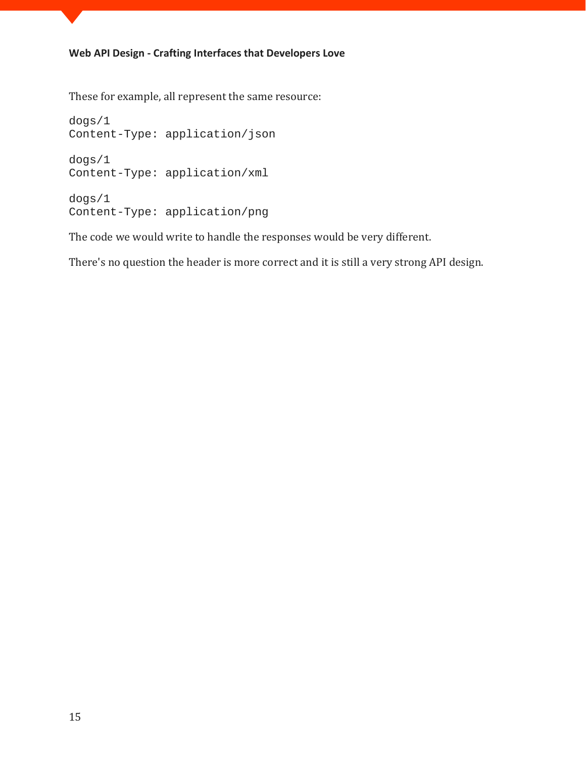These for example, all represent the same resource:

```
dogs/1
Content-Type: application/json

dogs/1
Content-Type: application/xml

dogs/1
Content-Type: application/png
```

The code we would write to handle the responses would be very different.

There's no question the header is more correct and it is still a very strong API design.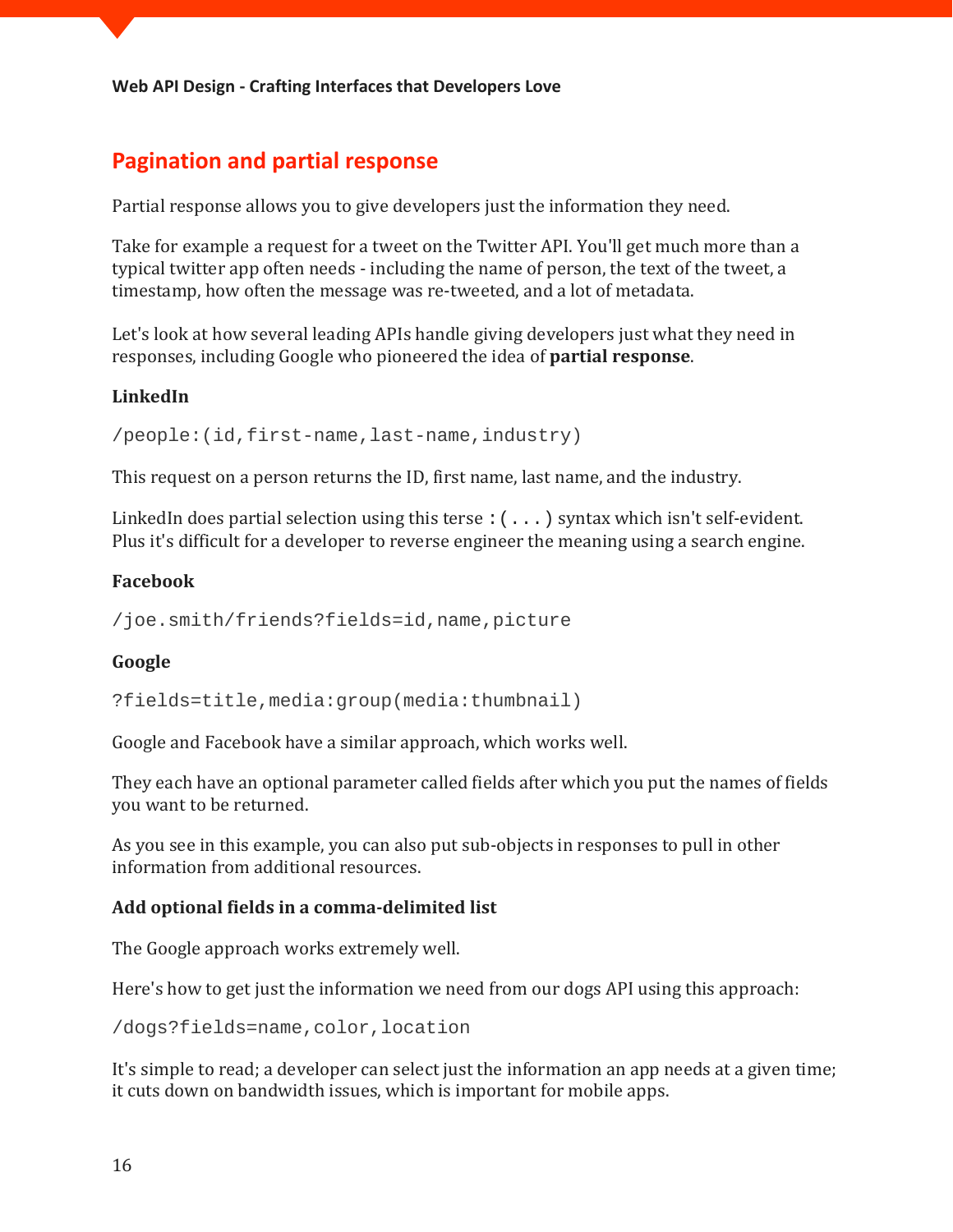## Pagination and partial response

Partial response allows you to give developers just the information they need.

Take for example a request for a tweet on the Twitter API. You'll get much more than a typical twitter app often needs - including the name of person, the text of the tweet, a timestamp, how often the message was re-tweeted, and a lot of metadata.

Let's look at how several leading APIs handle giving developers just what they need in responses, including Google who pioneered the idea of **partial response**.

**LinkedIn**

```
/people:(id,first-name,last-name,industry)
```

This request on a person returns the ID, first name, last name, and the industry.

LinkedIn does partial selection using this terse `:(...)` syntax which isn't self-evident. Plus it's difficult for a developer to reverse engineer the meaning using a search engine.

**Facebook**

```
/joe.smith/friends?fields=id,name,picture
```

**Google**

```
?fields=title,media:group(media:thumbnail)
```

Google and Facebook have a similar approach, which works well.

They each have an optional parameter called fields after which you put the names of fields you want to be returned.

As you see in this example, you can also put sub-objects in responses to pull in other information from additional resources.

**Add optional fields in a comma-delimited list**

The Google approach works extremely well.

Here's how to get just the information we need from our dogs API using this approach:

```
/dogs?fields=name,color,location
```

It's simple to read; a developer can select just the information an app needs at a given time; it cuts down on bandwidth issues, which is important for mobile apps.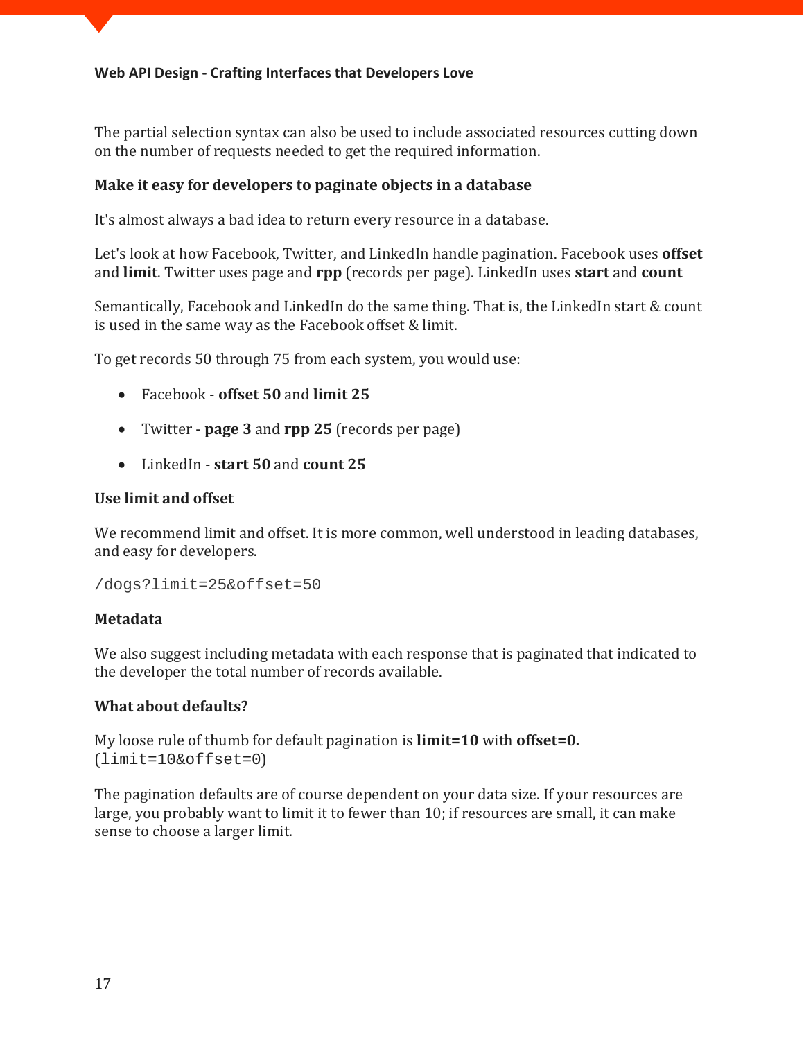The partial selection syntax can also be used to include associated resources cutting down on the number of requests needed to get the required information.

### Make it easy for developers to paginate objects in a database

It's almost always a bad idea to return every resource in a database.

Let's look at how Facebook, Twitter, and LinkedIn handle pagination. Facebook uses **offset** and **limit**. Twitter uses page and **rpp** (records per page). LinkedIn uses **start** and **count**

Semantically, Facebook and LinkedIn do the same thing. That is, the LinkedIn start & count is used in the same way as the Facebook offset & limit.

To get records 50 through 75 from each system, you would use:

- Facebook - **offset 50** and **limit 25**
- Twitter - **page 3** and **rpp 25** (records per page)
- LinkedIn - **start 50** and **count 25**

### Use limit and offset

We recommend limit and offset. It is more common, well understood in leading databases, and easy for developers.

```
/dogs?limit=25&offset=50
```

### Metadata

We also suggest including metadata with each response that is paginated that indicated to the developer the total number of records available.

### What about defaults?

My loose rule of thumb for default pagination is **limit=10** with **offset=0.** (`limit=10&offset=0`)

The pagination defaults are of course dependent on your data size. If your resources are large, you probably want to limit it to fewer than 10; if resources are small, it can make sense to choose a larger limit.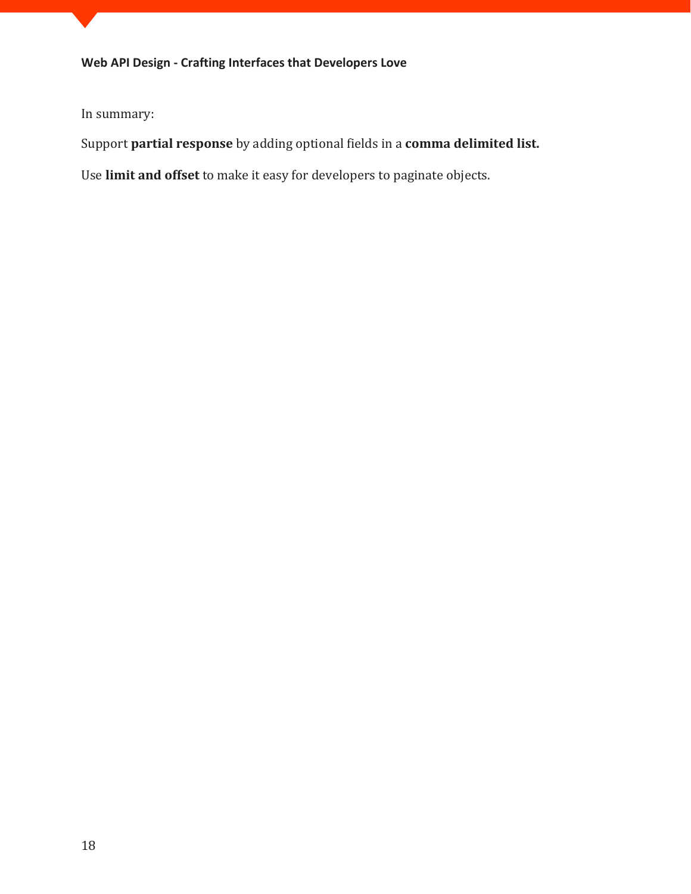In summary:

Support **partial response** by adding optional fields in a **comma delimited list.**

Use **limit and offset** to make it easy for developers to paginate objects.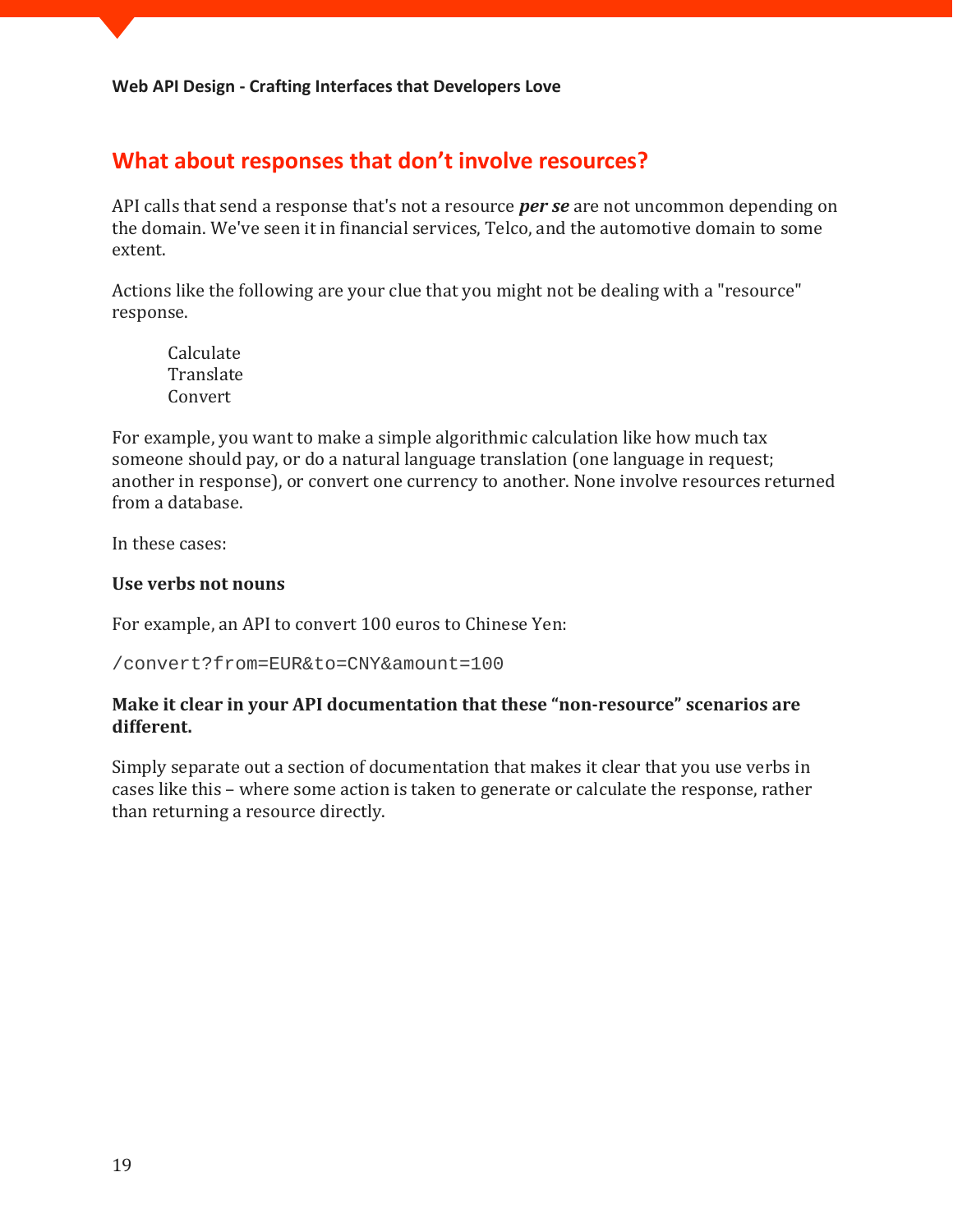## What about responses that don't involve resources?

API calls that send a response that's not a resource ***per se*** are not uncommon depending on the domain. We've seen it in financial services, Telco, and the automotive domain to some extent.

Actions like the following are your clue that you might not be dealing with a "resource" response.

> Calculate
> Translate
> Convert

For example, you want to make a simple algorithmic calculation like how much tax someone should pay, or do a natural language translation (one language in request; another in response), or convert one currency to another. None involve resources returned from a database.

In these cases:

**Use verbs not nouns**

For example, an API to convert 100 euros to Chinese Yen:

```
/convert?from=EUR&to=CNY&amount=100
```

**Make it clear in your API documentation that these "non-resource" scenarios are different.**

Simply separate out a section of documentation that makes it clear that you use verbs in cases like this – where some action is taken to generate or calculate the response, rather than returning a resource directly.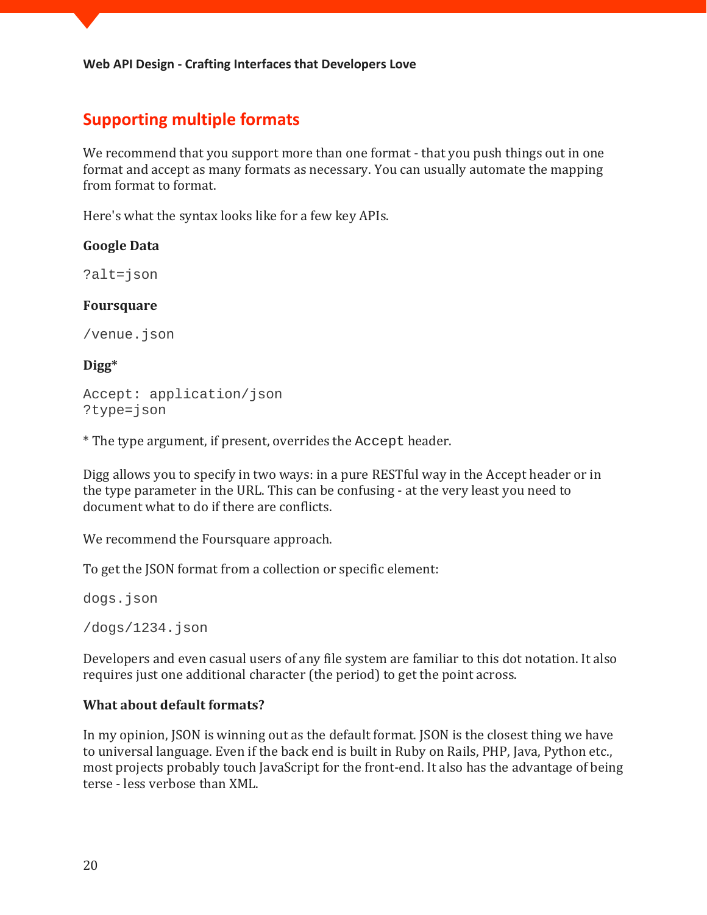## Supporting multiple formats

We recommend that you support more than one format - that you push things out in one format and accept as many formats as necessary. You can usually automate the mapping from format to format.

Here's what the syntax looks like for a few key APIs.

**Google Data**

```
?alt=json
```

**Foursquare**

```
/venue.json
```

**Digg***

```
Accept: application/json
?type=json
```

* The type argument, if present, overrides the `Accept` header.

Digg allows you to specify in two ways: in a pure RESTful way in the Accept header or in the type parameter in the URL. This can be confusing - at the very least you need to document what to do if there are conflicts.

We recommend the Foursquare approach.

To get the JSON format from a collection or specific element:

```
dogs.json
```

```
/dogs/1234.json
```

Developers and even casual users of any file system are familiar to this dot notation. It also requires just one additional character (the period) to get the point across.

**What about default formats?**

In my opinion, JSON is winning out as the default format. JSON is the closest thing we have to universal language. Even if the back end is built in Ruby on Rails, PHP, Java, Python etc., most projects probably touch JavaScript for the front-end. It also has the advantage of being terse - less verbose than XML.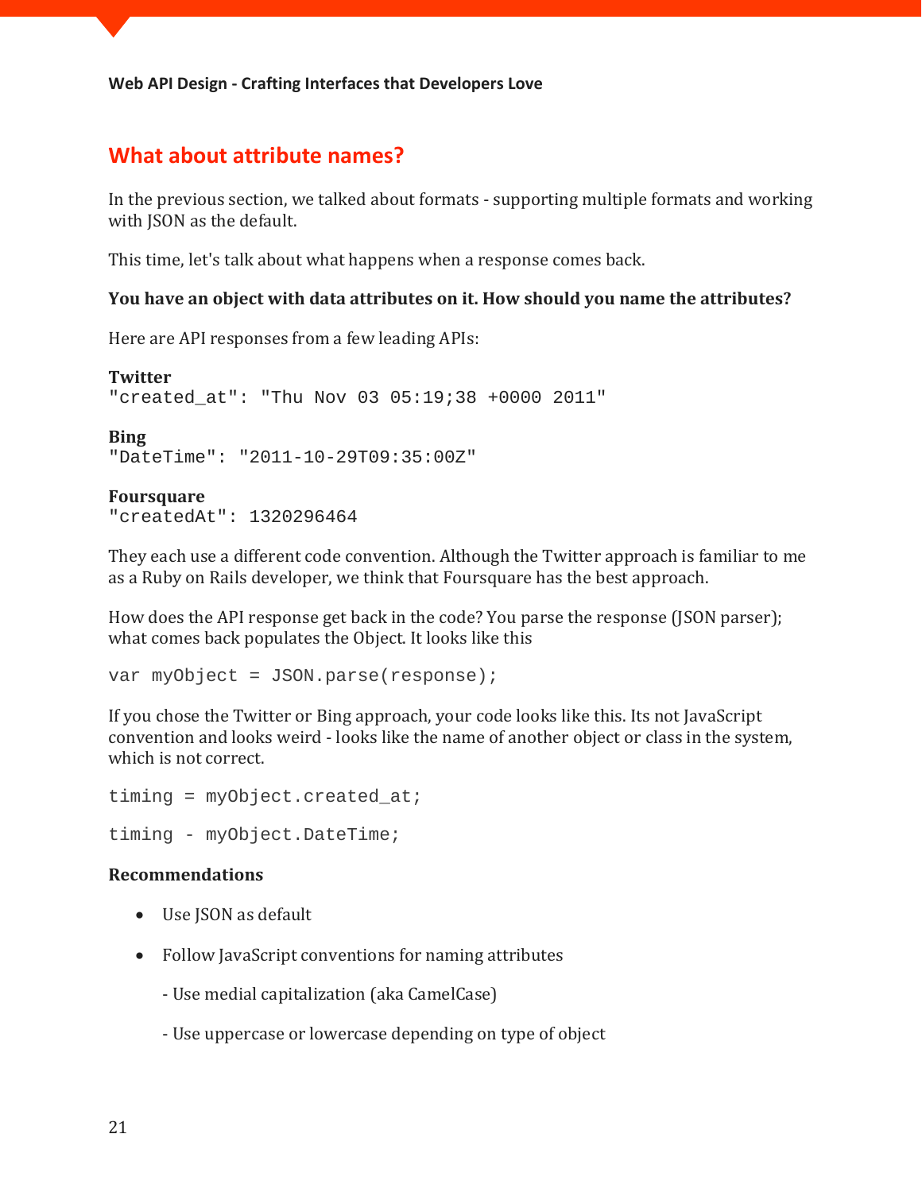## What about attribute names?

In the previous section, we talked about formats - supporting multiple formats and working with JSON as the default.

This time, let's talk about what happens when a response comes back.

**You have an object with data attributes on it. How should you name the attributes?**

Here are API responses from a few leading APIs:

**Twitter**
```
"created_at": "Thu Nov 03 05:19;38 +0000 2011"
```

**Bing**
```
"DateTime": "2011-10-29T09:35:00Z"
```

**Foursquare**
```
"createdAt": 1320296464
```

They each use a different code convention. Although the Twitter approach is familiar to me as a Ruby on Rails developer, we think that Foursquare has the best approach.

How does the API response get back in the code? You parse the response (JSON parser); what comes back populates the Object. It looks like this

```
var myObject = JSON.parse(response);
```

If you chose the Twitter or Bing approach, your code looks like this. Its not JavaScript convention and looks weird - looks like the name of another object or class in the system, which is not correct.

```
timing = myObject.created_at;

timing - myObject.DateTime;
```

**Recommendations**

- Use JSON as default
- Follow JavaScript conventions for naming attributes

  - Use medial capitalization (aka CamelCase)

  - Use uppercase or lowercase depending on type of object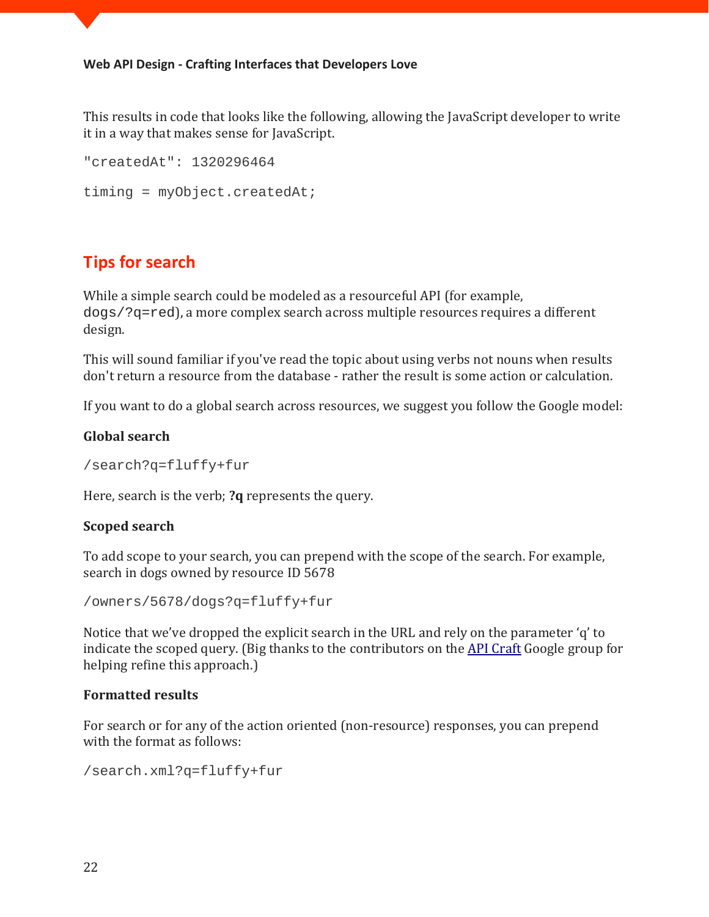This results in code that looks like the following, allowing the JavaScript developer to write it in a way that makes sense for JavaScript.

```
"createdAt": 1320296464
```

```
timing = myObject.createdAt;
```

## Tips for search

While a simple search could be modeled as a resourceful API (for example, `dogs/?q=red`), a more complex search across multiple resources requires a different design.

This will sound familiar if you've read the topic about using verbs not nouns when results don't return a resource from the database - rather the result is some action or calculation.

If you want to do a global search across resources, we suggest you follow the Google model:

**Global search**

```
/search?q=fluffy+fur
```

Here, search is the verb; **?q** represents the query.

**Scoped search**

To add scope to your search, you can prepend with the scope of the search. For example, search in dogs owned by resource ID 5678

```
/owners/5678/dogs?q=fluffy+fur
```

Notice that we've dropped the explicit search in the URL and rely on the parameter 'q' to indicate the scoped query. (Big thanks to the contributors on the API Craft Google group for helping refine this approach.)

**Formatted results**

For search or for any of the action oriented (non-resource) responses, you can prepend with the format as follows:

```
/search.xml?q=fluffy+fur
```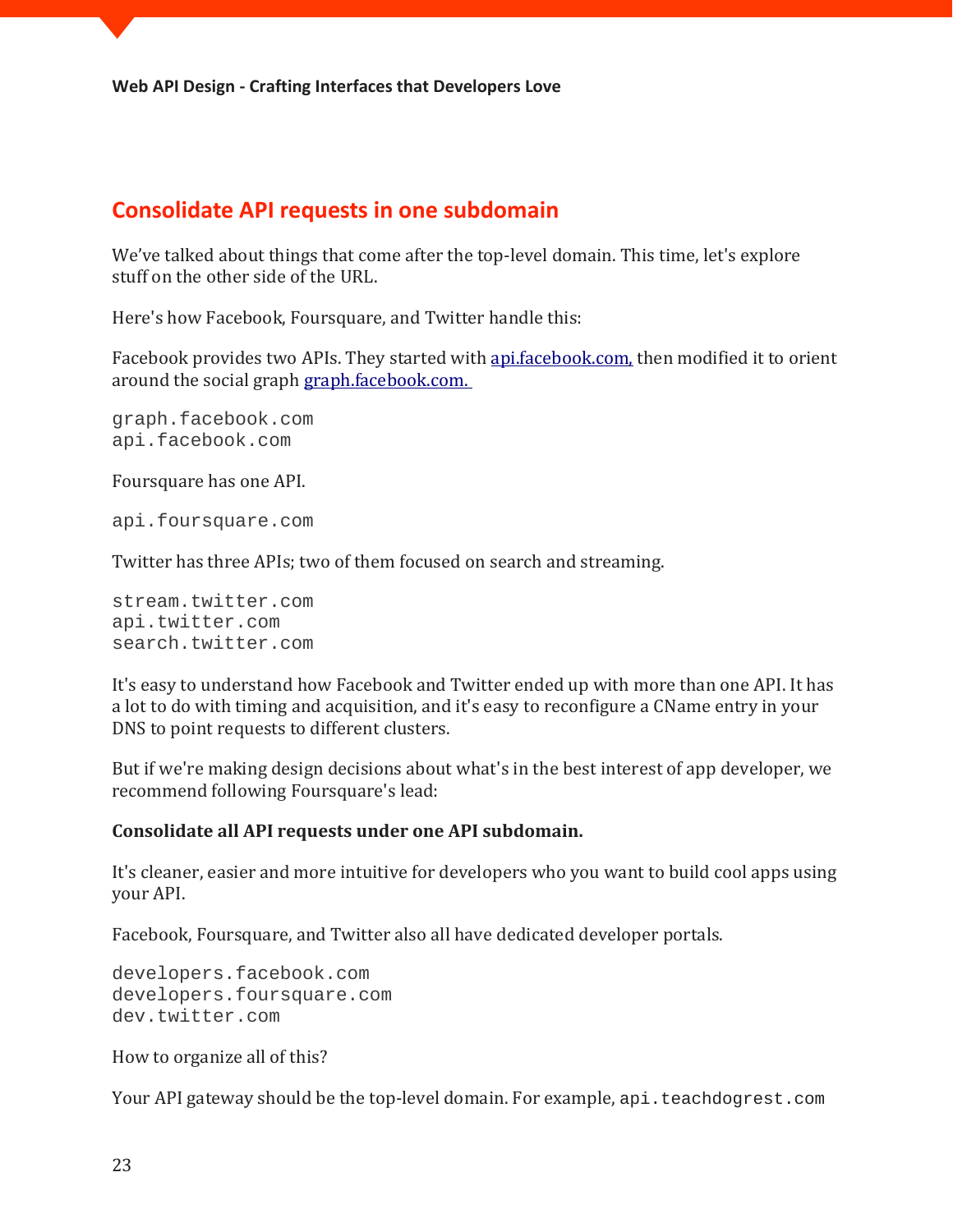## Consolidate API requests in one subdomain

We've talked about things that come after the top-level domain. This time, let's explore stuff on the other side of the URL.

Here's how Facebook, Foursquare, and Twitter handle this:

Facebook provides two APIs. They started with api.facebook.com, then modified it to orient around the social graph graph.facebook.com.

```
graph.facebook.com
api.facebook.com
```

Foursquare has one API.

```
api.foursquare.com
```

Twitter has three APIs; two of them focused on search and streaming.

```
stream.twitter.com
api.twitter.com
search.twitter.com
```

It's easy to understand how Facebook and Twitter ended up with more than one API. It has a lot to do with timing and acquisition, and it's easy to reconfigure a CName entry in your DNS to point requests to different clusters.

But if we're making design decisions about what's in the best interest of app developer, we recommend following Foursquare's lead:

**Consolidate all API requests under one API subdomain.**

It's cleaner, easier and more intuitive for developers who you want to build cool apps using your API.

Facebook, Foursquare, and Twitter also all have dedicated developer portals.

```
developers.facebook.com
developers.foursquare.com
dev.twitter.com
```

How to organize all of this?

Your API gateway should be the top-level domain. For example, `api.teachdogrest.com`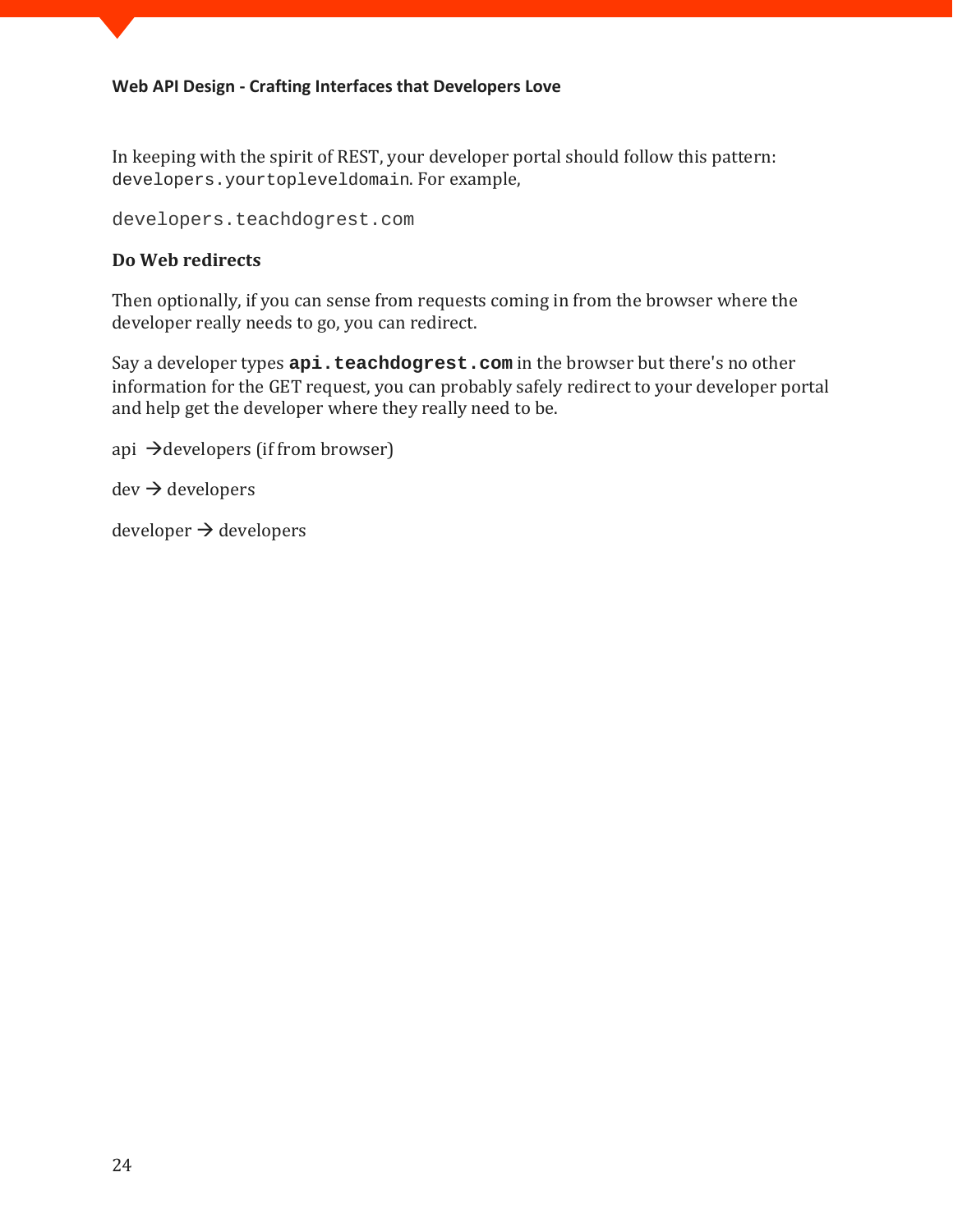In keeping with the spirit of REST, your developer portal should follow this pattern: `developers.yourtopleveldomain`. For example,

`developers.teachdogrest.com`

**Do Web redirects**

Then optionally, if you can sense from requests coming in from the browser where the developer really needs to go, you can redirect.

Say a developer types **`api.teachdogrest.com`** in the browser but there's no other information for the GET request, you can probably safely redirect to your developer portal and help get the developer where they really need to be.

api → developers (if from browser)

dev → developers

developer → developers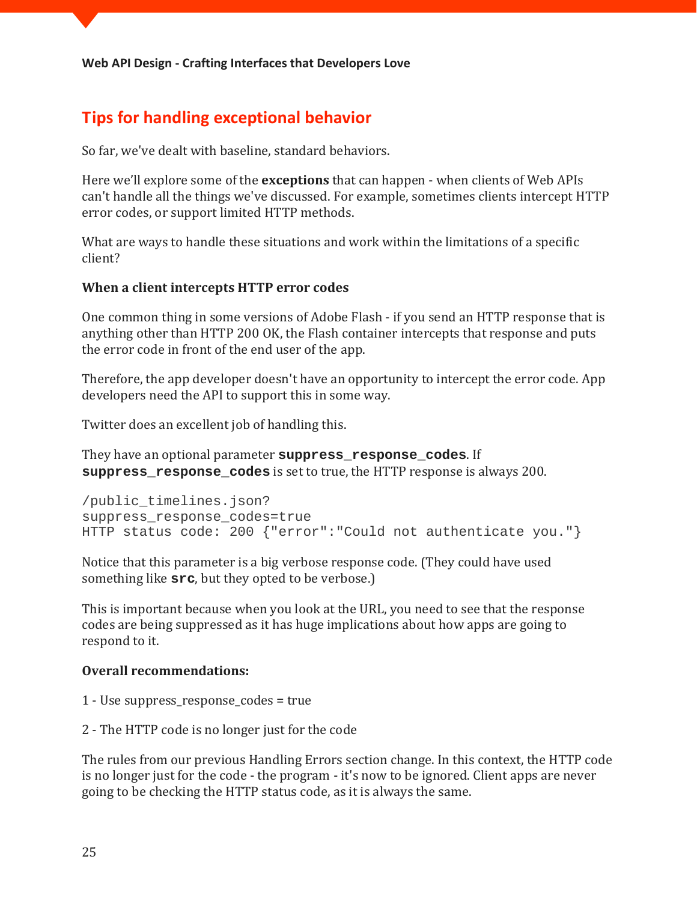## Tips for handling exceptional behavior

So far, we've dealt with baseline, standard behaviors.

Here we'll explore some of the **exceptions** that can happen - when clients of Web APIs can't handle all the things we've discussed. For example, sometimes clients intercept HTTP error codes, or support limited HTTP methods.

What are ways to handle these situations and work within the limitations of a specific client?

**When a client intercepts HTTP error codes**

One common thing in some versions of Adobe Flash - if you send an HTTP response that is anything other than HTTP 200 OK, the Flash container intercepts that response and puts the error code in front of the end user of the app.

Therefore, the app developer doesn't have an opportunity to intercept the error code. App developers need the API to support this in some way.

Twitter does an excellent job of handling this.

They have an optional parameter **`suppress_response_codes`**. If **`suppress_response_codes`** is set to true, the HTTP response is always 200.

```
/public_timelines.json?
suppress_response_codes=true
HTTP status code: 200 {"error":"Could not authenticate you."}
```

Notice that this parameter is a big verbose response code. (They could have used something like **`src`**, but they opted to be verbose.)

This is important because when you look at the URL, you need to see that the response codes are being suppressed as it has huge implications about how apps are going to respond to it.

**Overall recommendations:**

1 - Use suppress_response_codes = true

2 - The HTTP code is no longer just for the code

The rules from our previous Handling Errors section change. In this context, the HTTP code is no longer just for the code - the program - it's now to be ignored. Client apps are never going to be checking the HTTP status code, as it is always the same.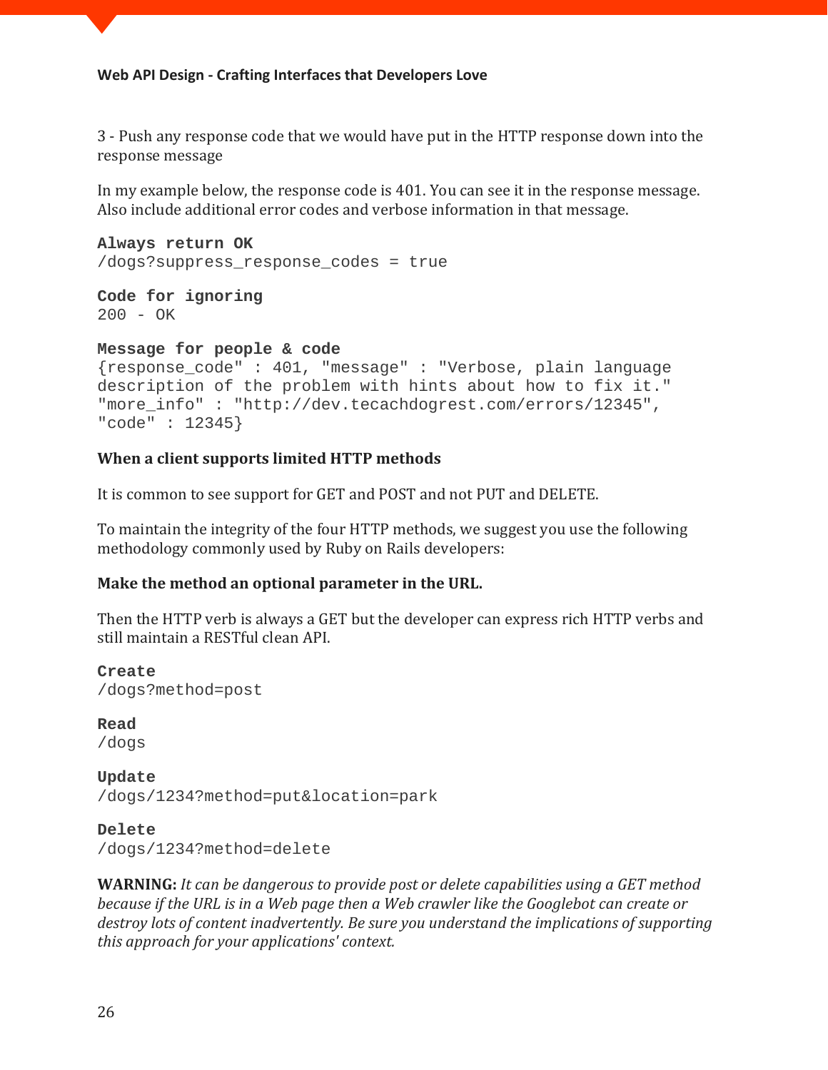3 - Push any response code that we would have put in the HTTP response down into the response message

In my example below, the response code is 401. You can see it in the response message. Also include additional error codes and verbose information in that message.

```
Always return OK
/dogs?suppress_response_codes = true

Code for ignoring
200 - OK

Message for people & code
{response_code" : 401, "message" : "Verbose, plain language
description of the problem with hints about how to fix it."
"more_info" : "http://dev.tecachdogrest.com/errors/12345",
"code" : 12345}
```

**When a client supports limited HTTP methods**

It is common to see support for GET and POST and not PUT and DELETE.

To maintain the integrity of the four HTTP methods, we suggest you use the following methodology commonly used by Ruby on Rails developers:

**Make the method an optional parameter in the URL.**

Then the HTTP verb is always a GET but the developer can express rich HTTP verbs and still maintain a RESTful clean API.

```
Create
/dogs?method=post

Read
/dogs

Update
/dogs/1234?method=put&location=park

Delete
/dogs/1234?method=delete
```

**WARNING:** *It can be dangerous to provide post or delete capabilities using a GET method because if the URL is in a Web page then a Web crawler like the Googlebot can create or destroy lots of content inadvertently. Be sure you understand the implications of supporting this approach for your applications' context.*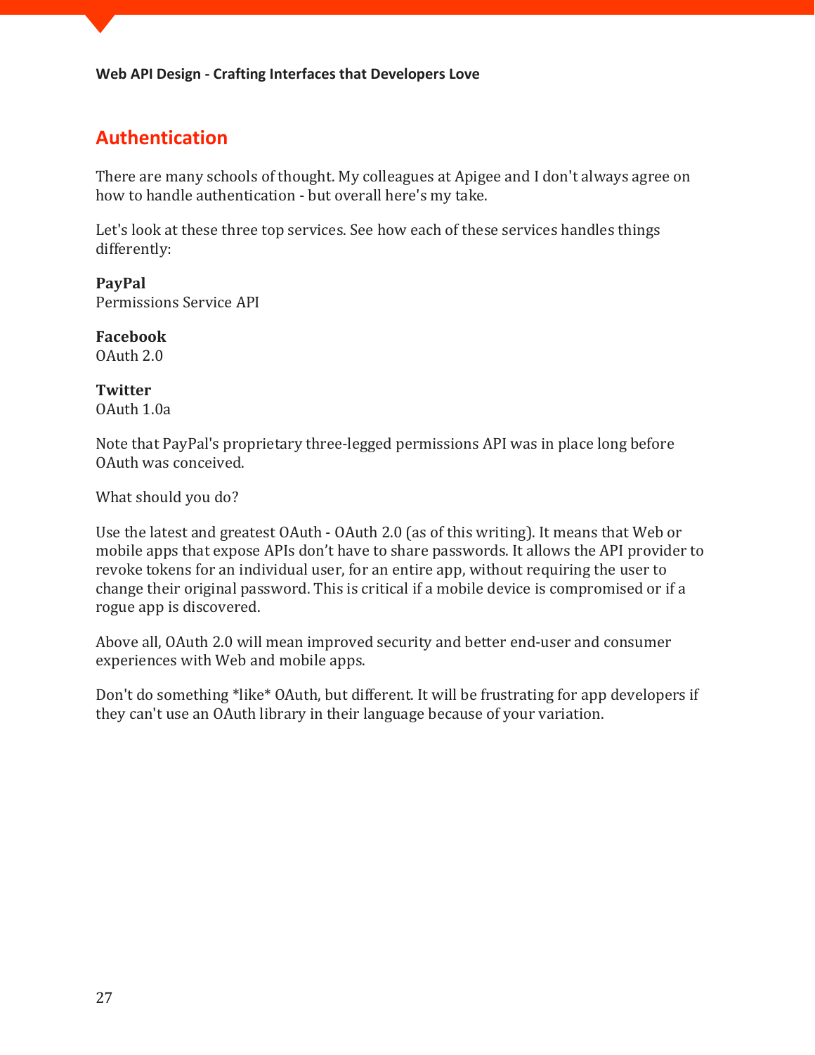## Authentication

There are many schools of thought. My colleagues at Apigee and I don't always agree on how to handle authentication - but overall here's my take.

Let's look at these three top services. See how each of these services handles things differently:

**PayPal**
Permissions Service API

**Facebook**
OAuth 2.0

**Twitter**
OAuth 1.0a

Note that PayPal's proprietary three-legged permissions API was in place long before OAuth was conceived.

What should you do?

Use the latest and greatest OAuth - OAuth 2.0 (as of this writing). It means that Web or mobile apps that expose APIs don't have to share passwords. It allows the API provider to revoke tokens for an individual user, for an entire app, without requiring the user to change their original password. This is critical if a mobile device is compromised or if a rogue app is discovered.

Above all, OAuth 2.0 will mean improved security and better end-user and consumer experiences with Web and mobile apps.

Don't do something *like* OAuth, but different. It will be frustrating for app developers if they can't use an OAuth library in their language because of your variation.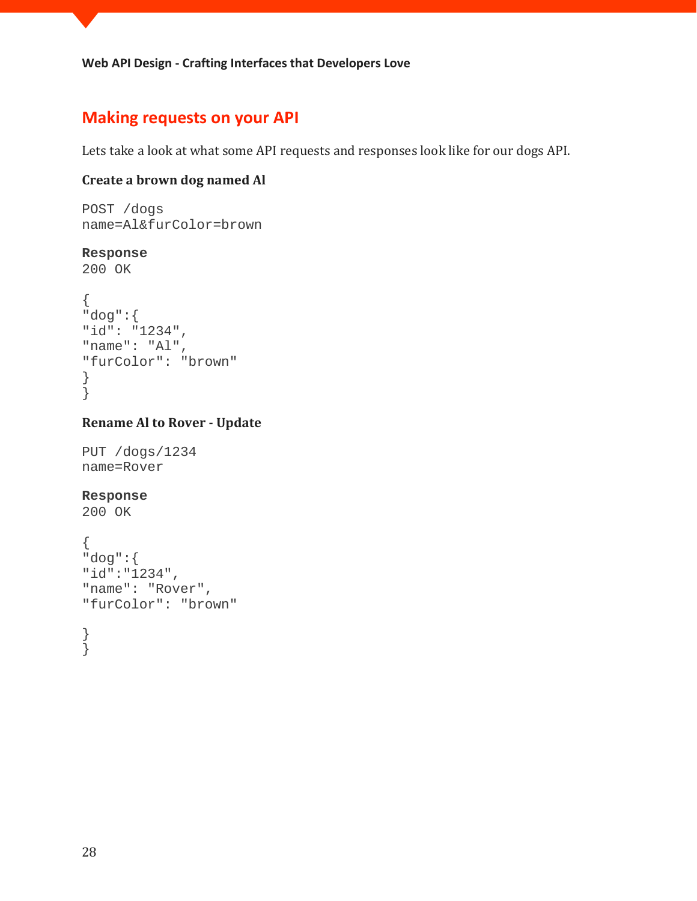## Making requests on your API

Lets take a look at what some API requests and responses look like for our dogs API.

**Create a brown dog named Al**

```
POST /dogs
name=Al&furColor=brown
```

**Response**

```
200 OK

{
"dog":{
"id": "1234",
"name": "Al",
"furColor": "brown"
}
}
```

**Rename Al to Rover - Update**

```
PUT /dogs/1234
name=Rover
```

**Response**

```
200 OK

{
"dog":{
"id":"1234",
"name": "Rover",
"furColor": "brown"

}
}
```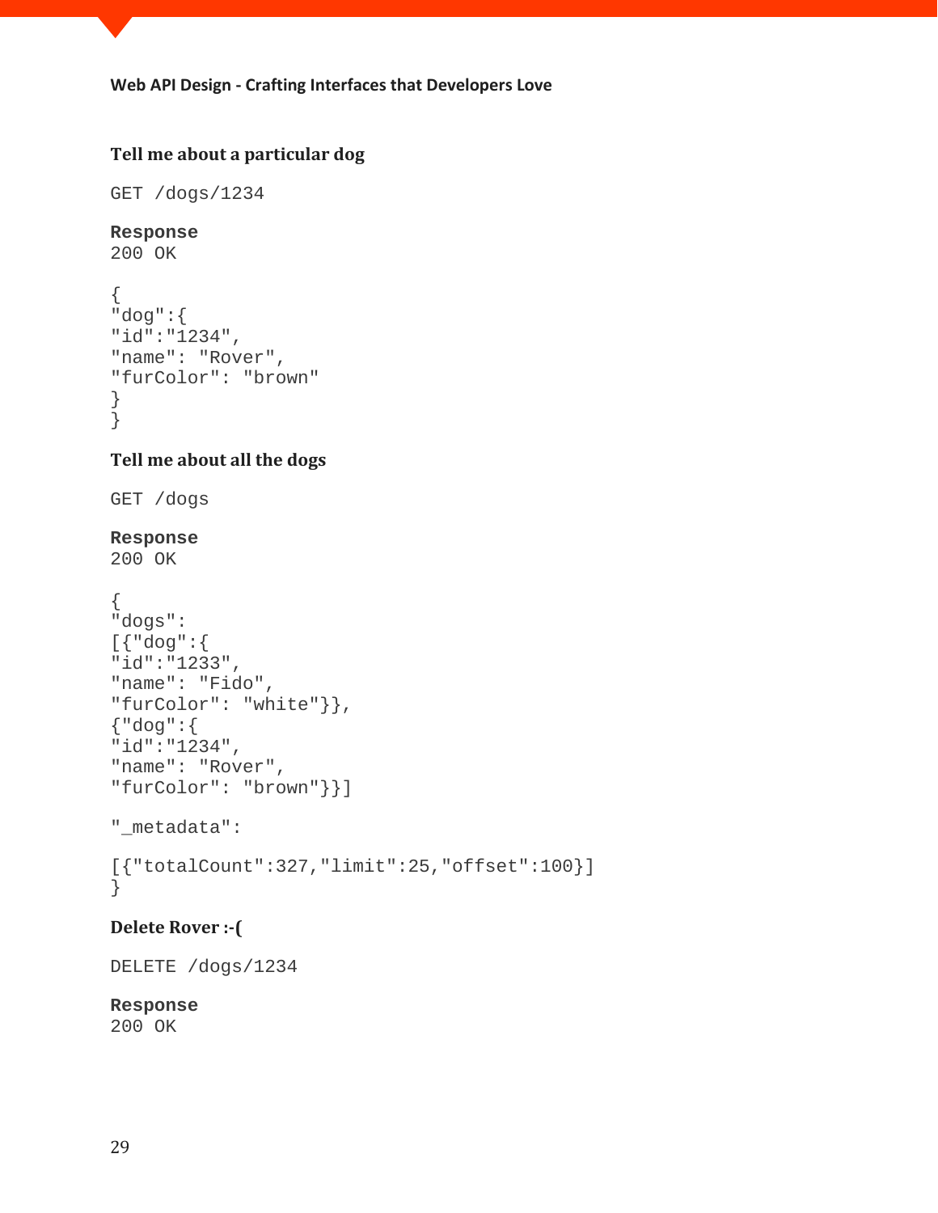**Tell me about a particular dog**

```
GET /dogs/1234
```

**Response**

```
200 OK

{
"dog":{
"id":"1234",
"name": "Rover",
"furColor": "brown"
}
}
```

**Tell me about all the dogs**

```
GET /dogs
```

**Response**

```
200 OK

{
"dogs":
[{"dog":{
"id":"1233",
"name": "Fido",
"furColor": "white"}},
{"dog":{
"id":"1234",
"name": "Rover",
"furColor": "brown"}}]

"_metadata":

[{"totalCount":327,"limit":25,"offset":100}]
}
```

**Delete Rover :-(**

```
DELETE /dogs/1234
```

**Response**

```
200 OK
```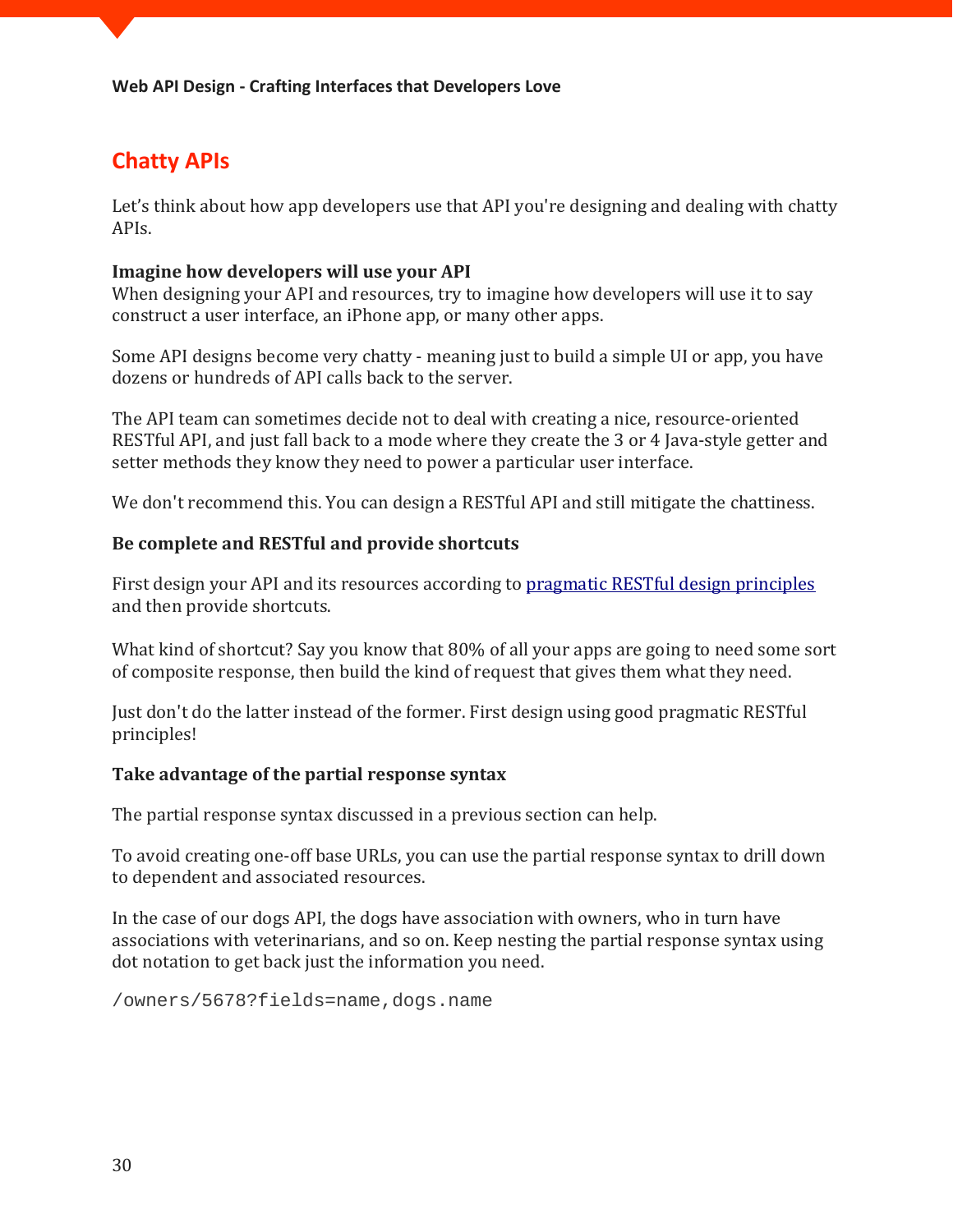# Chatty APIs

Let's think about how app developers use that API you're designing and dealing with chatty APIs.

**Imagine how developers will use your API**

When designing your API and resources, try to imagine how developers will use it to say construct a user interface, an iPhone app, or many other apps.

Some API designs become very chatty - meaning just to build a simple UI or app, you have dozens or hundreds of API calls back to the server.

The API team can sometimes decide not to deal with creating a nice, resource-oriented RESTful API, and just fall back to a mode where they create the 3 or 4 Java-style getter and setter methods they know they need to power a particular user interface.

We don't recommend this. You can design a RESTful API and still mitigate the chattiness.

**Be complete and RESTful and provide shortcuts**

First design your API and its resources according to [pragmatic RESTful design principles]() and then provide shortcuts.

What kind of shortcut? Say you know that 80% of all your apps are going to need some sort of composite response, then build the kind of request that gives them what they need.

Just don't do the latter instead of the former. First design using good pragmatic RESTful principles!

**Take advantage of the partial response syntax**

The partial response syntax discussed in a previous section can help.

To avoid creating one-off base URLs, you can use the partial response syntax to drill down to dependent and associated resources.

In the case of our dogs API, the dogs have association with owners, who in turn have associations with veterinarians, and so on. Keep nesting the partial response syntax using dot notation to get back just the information you need.

```
/owners/5678?fields=name,dogs.name
```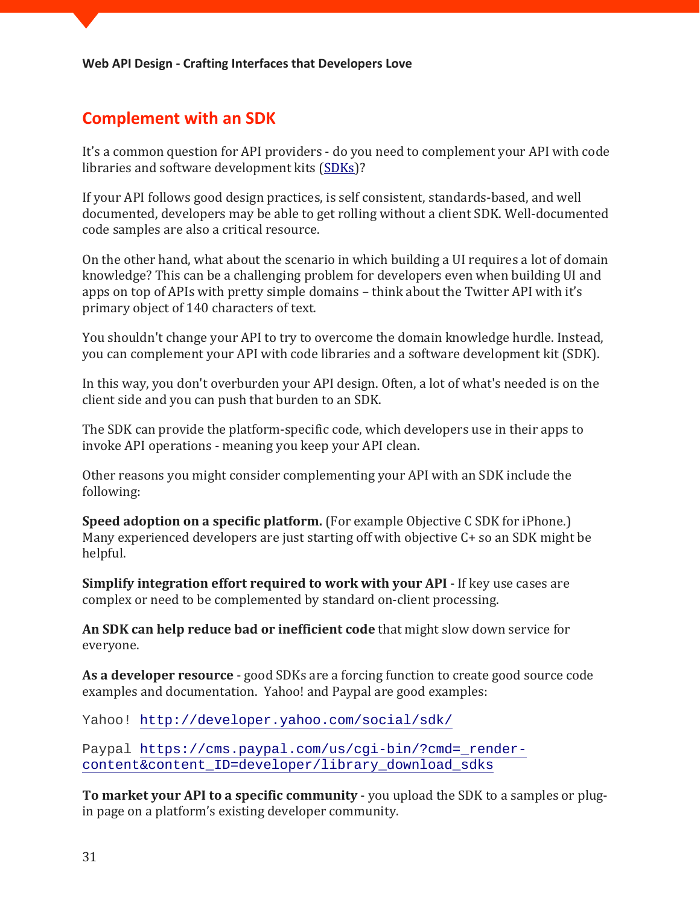## Complement with an SDK

It's a common question for API providers - do you need to complement your API with code libraries and software development kits (SDKs)?

If your API follows good design practices, is self consistent, standards-based, and well documented, developers may be able to get rolling without a client SDK. Well-documented code samples are also a critical resource.

On the other hand, what about the scenario in which building a UI requires a lot of domain knowledge? This can be a challenging problem for developers even when building UI and apps on top of APIs with pretty simple domains – think about the Twitter API with it's primary object of 140 characters of text.

You shouldn't change your API to try to overcome the domain knowledge hurdle. Instead, you can complement your API with code libraries and a software development kit (SDK).

In this way, you don't overburden your API design. Often, a lot of what's needed is on the client side and you can push that burden to an SDK.

The SDK can provide the platform-specific code, which developers use in their apps to invoke API operations - meaning you keep your API clean.

Other reasons you might consider complementing your API with an SDK include the following:

**Speed adoption on a specific platform.** (For example Objective C SDK for iPhone.) Many experienced developers are just starting off with objective C+ so an SDK might be helpful.

**Simplify integration effort required to work with your API** - If key use cases are complex or need to be complemented by standard on-client processing.

**An SDK can help reduce bad or inefficient code** that might slow down service for everyone.

**As a developer resource** - good SDKs are a forcing function to create good source code examples and documentation. Yahoo! and Paypal are good examples:

Yahoo! http://developer.yahoo.com/social/sdk/

Paypal https://cms.paypal.com/us/cgi-bin/?cmd=_render-content&content_ID=developer/library_download_sdks

**To market your API to a specific community** - you upload the SDK to a samples or plug-in page on a platform's existing developer community.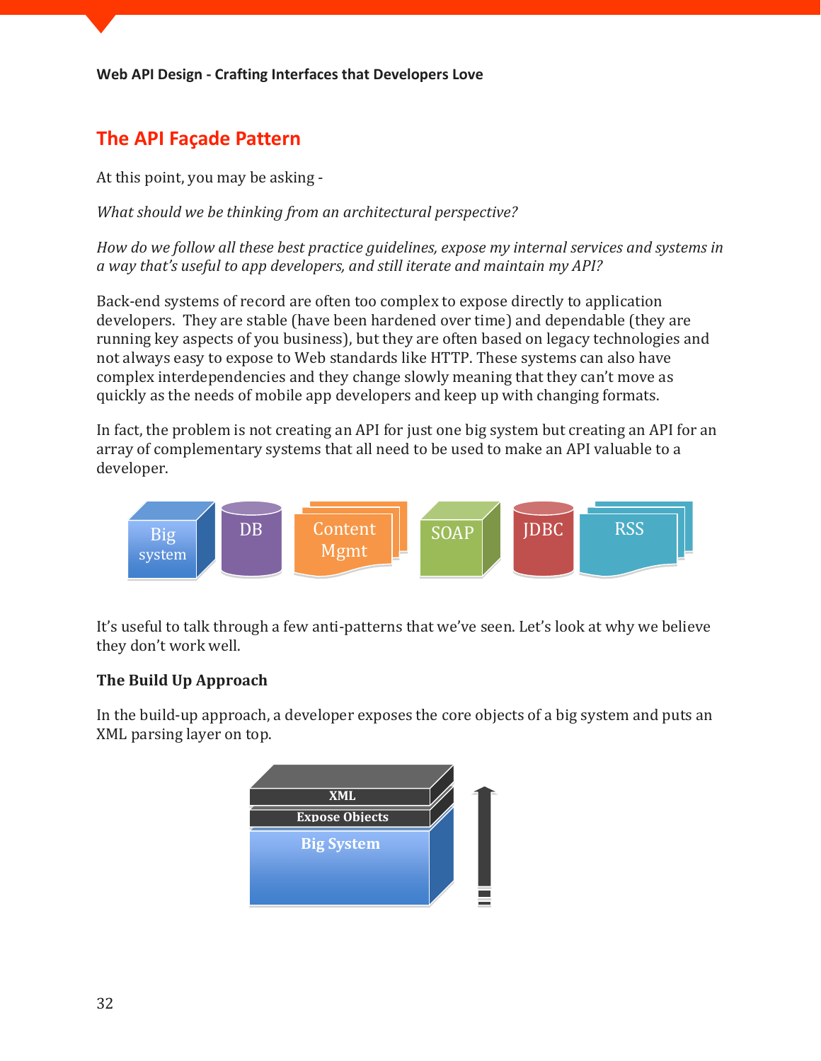## The API Façade Pattern

At this point, you may be asking -

*What should we be thinking from an architectural perspective?*

*How do we follow all these best practice guidelines, expose my internal services and systems in a way that's useful to app developers, and still iterate and maintain my API?*

Back-end systems of record are often too complex to expose directly to application developers. They are stable (have been hardened over time) and dependable (they are running key aspects of you business), but they are often based on legacy technologies and not always easy to expose to Web standards like HTTP. These systems can also have complex interdependencies and they change slowly meaning that they can't move as quickly as the needs of mobile app developers and keep up with changing formats.

In fact, the problem is not creating an API for just one big system but creating an API for an array of complementary systems that all need to be used to make an API valuable to a developer.

Big system | DB | Content Mgmt | SOAP | JDBC | RSS

It's useful to talk through a few anti-patterns that we've seen. Let's look at why we believe they don't work well.

**The Build Up Approach**

In the build-up approach, a developer exposes the core objects of a big system and puts an XML parsing layer on top.

XML
Expose Objects
Big System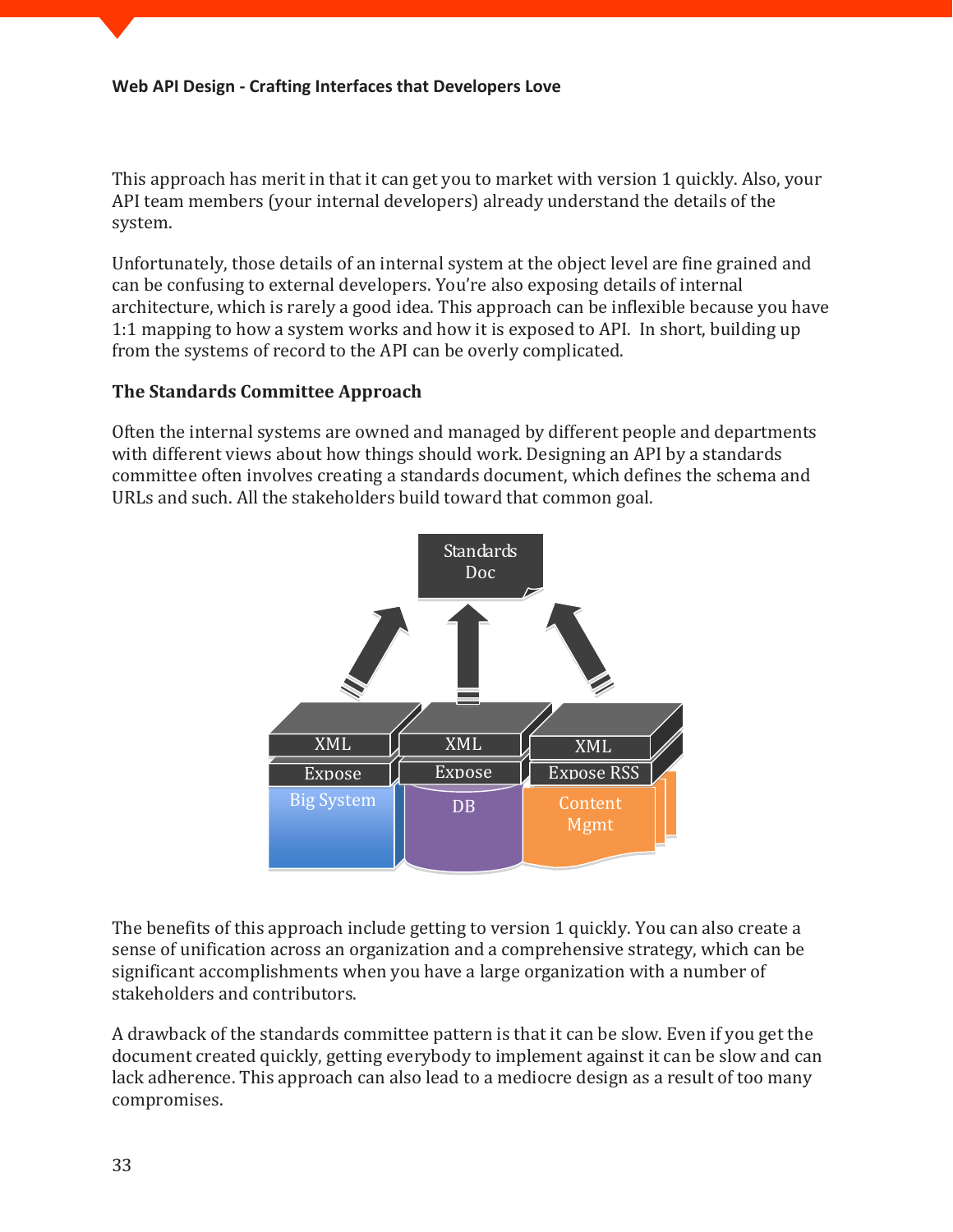This approach has merit in that it can get you to market with version 1 quickly. Also, your API team members (your internal developers) already understand the details of the system.

Unfortunately, those details of an internal system at the object level are fine grained and can be confusing to external developers. You're also exposing details of internal architecture, which is rarely a good idea. This approach can be inflexible because you have 1:1 mapping to how a system works and how it is exposed to API. In short, building up from the systems of record to the API can be overly complicated.

### The Standards Committee Approach

Often the internal systems are owned and managed by different people and departments with different views about how things should work. Designing an API by a standards committee often involves creating a standards document, which defines the schema and URLs and such. All the stakeholders build toward that common goal.

The benefits of this approach include getting to version 1 quickly. You can also create a sense of unification across an organization and a comprehensive strategy, which can be significant accomplishments when you have a large organization with a number of stakeholders and contributors.

A drawback of the standards committee pattern is that it can be slow. Even if you get the document created quickly, getting everybody to implement against it can be slow and can lack adherence. This approach can also lead to a mediocre design as a result of too many compromises.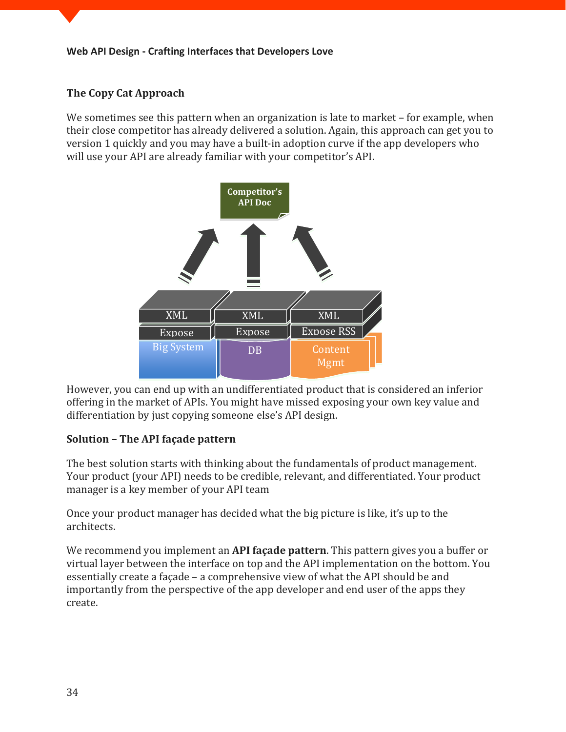### The Copy Cat Approach

We sometimes see this pattern when an organization is late to market – for example, when their close competitor has already delivered a solution. Again, this approach can get you to version 1 quickly and you may have a built-in adoption curve if the app developers who will use your API are already familiar with your competitor's API.

However, you can end up with an undifferentiated product that is considered an inferior offering in the market of APIs. You might have missed exposing your own key value and differentiation by just copying someone else's API design.

### Solution – The API façade pattern

The best solution starts with thinking about the fundamentals of product management. Your product (your API) needs to be credible, relevant, and differentiated. Your product manager is a key member of your API team

Once your product manager has decided what the big picture is like, it's up to the architects.

We recommend you implement an **API façade pattern**. This pattern gives you a buffer or virtual layer between the interface on top and the API implementation on the bottom. You essentially create a façade – a comprehensive view of what the API should be and importantly from the perspective of the app developer and end user of the apps they create.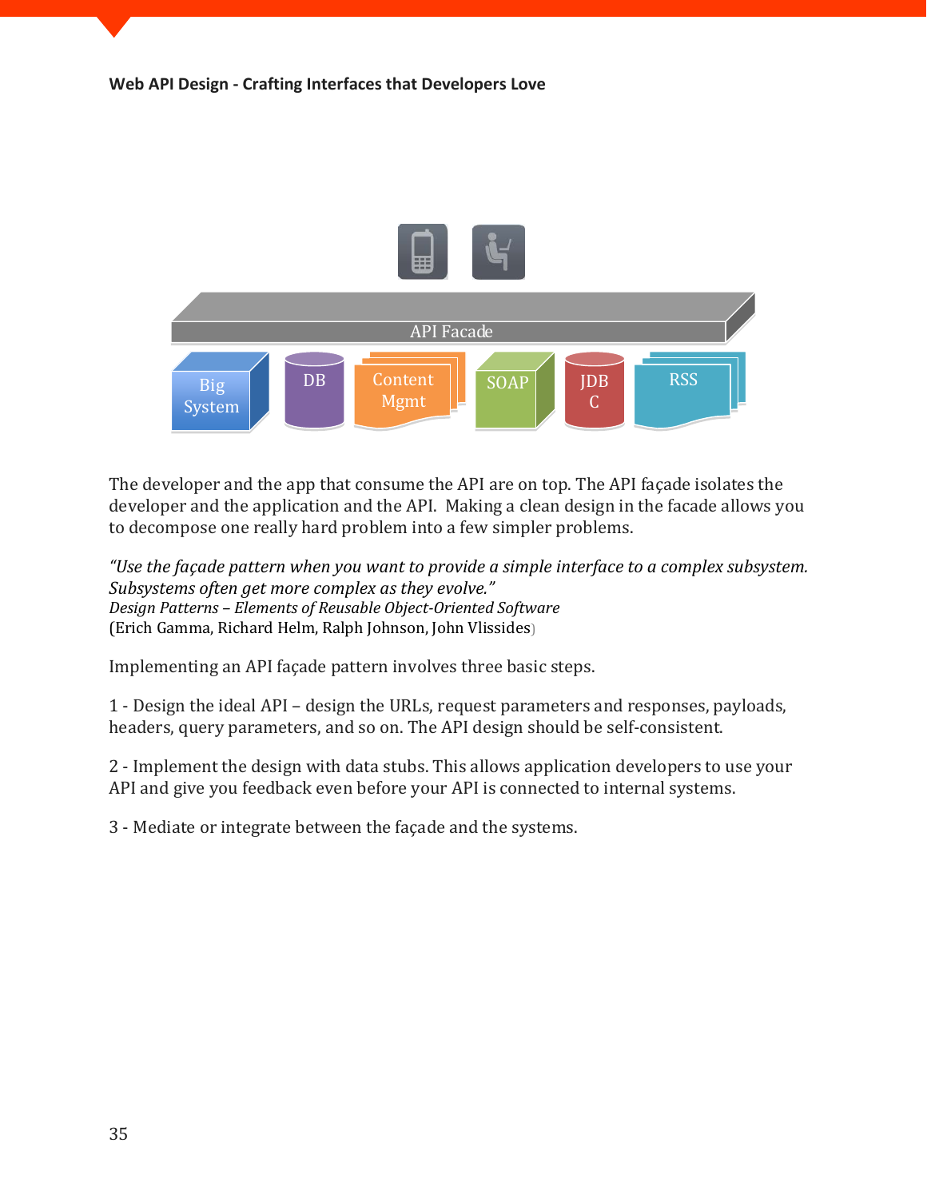The developer and the app that consume the API are on top. The API façade isolates the developer and the application and the API. Making a clean design in the facade allows you to decompose one really hard problem into a few simpler problems.

*"Use the façade pattern when you want to provide a simple interface to a complex subsystem. Subsystems often get more complex as they evolve."*
*Design Patterns – Elements of Reusable Object-Oriented Software*
(Erich Gamma, Richard Helm, Ralph Johnson, John Vlissides)

Implementing an API façade pattern involves three basic steps.

1 - Design the ideal API – design the URLs, request parameters and responses, payloads, headers, query parameters, and so on. The API design should be self-consistent.

2 - Implement the design with data stubs. This allows application developers to use your API and give you feedback even before your API is connected to internal systems.

3 - Mediate or integrate between the façade and the systems.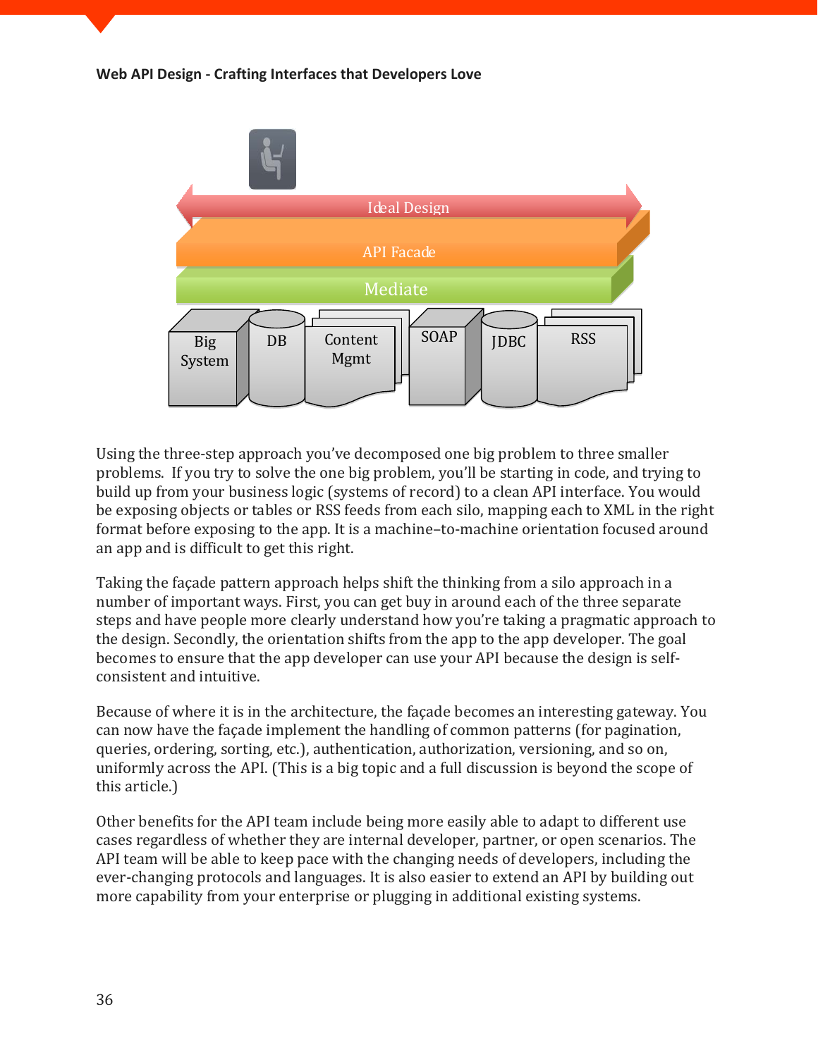Using the three-step approach you've decomposed one big problem to three smaller problems. If you try to solve the one big problem, you'll be starting in code, and trying to build up from your business logic (systems of record) to a clean API interface. You would be exposing objects or tables or RSS feeds from each silo, mapping each to XML in the right format before exposing to the app. It is a machine–to-machine orientation focused around an app and is difficult to get this right.

Taking the façade pattern approach helps shift the thinking from a silo approach in a number of important ways. First, you can get buy in around each of the three separate steps and have people more clearly understand how you're taking a pragmatic approach to the design. Secondly, the orientation shifts from the app to the app developer. The goal becomes to ensure that the app developer can use your API because the design is self-consistent and intuitive.

Because of where it is in the architecture, the façade becomes an interesting gateway. You can now have the façade implement the handling of common patterns (for pagination, queries, ordering, sorting, etc.), authentication, authorization, versioning, and so on, uniformly across the API. (This is a big topic and a full discussion is beyond the scope of this article.)

Other benefits for the API team include being more easily able to adapt to different use cases regardless of whether they are internal developer, partner, or open scenarios. The API team will be able to keep pace with the changing needs of developers, including the ever-changing protocols and languages. It is also easier to extend an API by building out more capability from your enterprise or plugging in additional existing systems.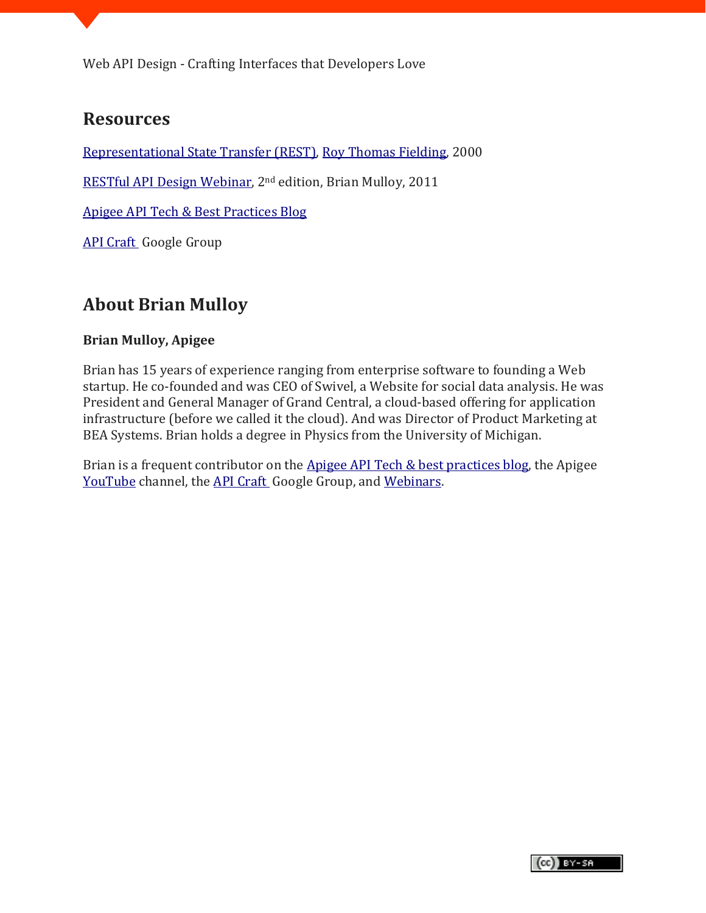## Resources

Representational State Transfer (REST), Roy Thomas Fielding, 2000

RESTful API Design Webinar, 2nd edition, Brian Mulloy, 2011

Apigee API Tech & Best Practices Blog

API Craft Google Group

## About Brian Mulloy

**Brian Mulloy, Apigee**

Brian has 15 years of experience ranging from enterprise software to founding a Web startup. He co-founded and was CEO of Swivel, a Website for social data analysis. He was President and General Manager of Grand Central, a cloud-based offering for application infrastructure (before we called it the cloud). And was Director of Product Marketing at BEA Systems. Brian holds a degree in Physics from the University of Michigan.

Brian is a frequent contributor on the Apigee API Tech & best practices blog, the Apigee YouTube channel, the API Craft Google Group, and Webinars.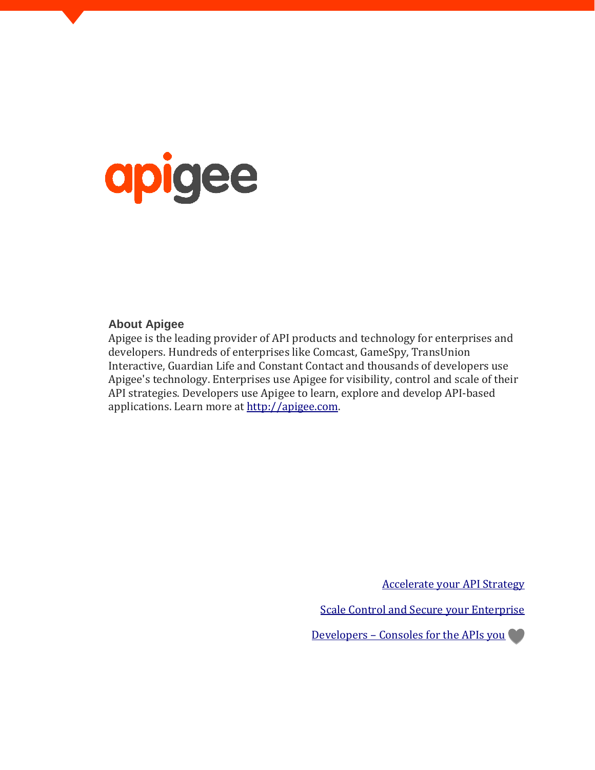apigee

## About Apigee

Apigee is the leading provider of API products and technology for enterprises and developers. Hundreds of enterprises like Comcast, GameSpy, TransUnion Interactive, Guardian Life and Constant Contact and thousands of developers use Apigee's technology. Enterprises use Apigee for visibility, control and scale of their API strategies. Developers use Apigee to learn, explore and develop API-based applications. Learn more at http://apigee.com.

Accelerate your API Strategy

Scale Control and Secure your Enterprise

Developers – Consoles for the APIs you